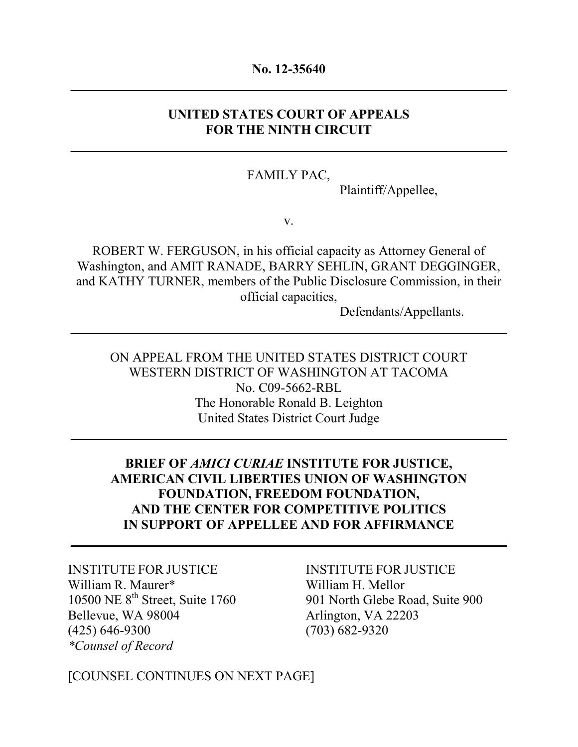**No. 12-35640**

---

**UNITED STATES COURT OF APPEALS
FOR THE NINTH CIRCUIT**

---

FAMILY PAC,

Plaintiff/Appellee,

v.

ROBERT W. FERGUSON, in his official capacity as Attorney General of Washington, and AMIT RANADE, BARRY SEHLIN, GRANT DEGGINGER, and KATHY TURNER, members of the Public Disclosure Commission, in their official capacities,

Defendants/Appellants.

---

ON APPEAL FROM THE UNITED STATES DISTRICT COURT
WESTERN DISTRICT OF WASHINGTON AT TACOMA
No. C09-5662-RBL
The Honorable Ronald B. Leighton
United States District Court Judge

---

**BRIEF OF *AMICI CURIAE* INSTITUTE FOR JUSTICE, AMERICAN CIVIL LIBERTIES UNION OF WASHINGTON FOUNDATION, FREEDOM FOUNDATION, AND THE CENTER FOR COMPETITIVE POLITICS IN SUPPORT OF APPELLEE AND FOR AFFIRMANCE**

---

INSTITUTE FOR JUSTICE
William R. Maurer*
10500 NE 8th Street, Suite 1760
Bellevue, WA 98004
(425) 646-9300
*\*Counsel of Record*

INSTITUTE FOR JUSTICE
William H. Mellor
901 North Glebe Road, Suite 900
Arlington, VA 22203
(703) 682-9320

[COUNSEL CONTINUES ON NEXT PAGE]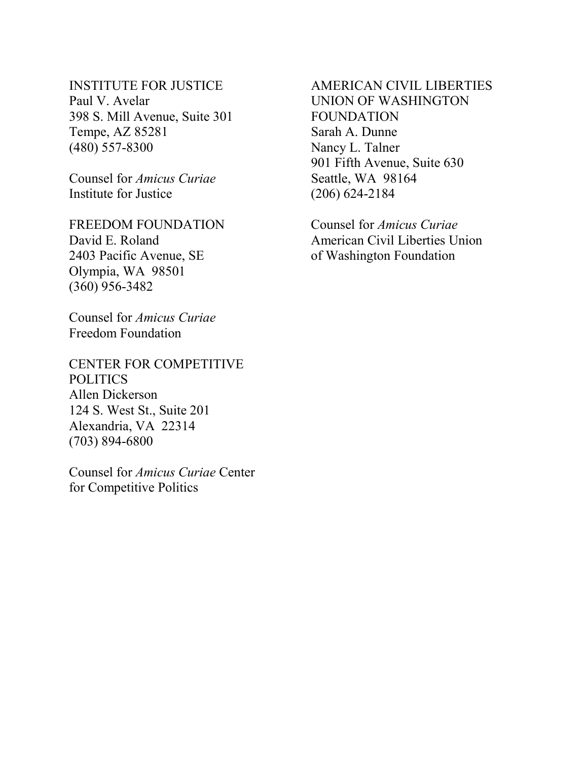INSTITUTE FOR JUSTICE
Paul V. Avelar
398 S. Mill Avenue, Suite 301
Tempe, AZ 85281
(480) 557-8300

Counsel for *Amicus Curiae*
Institute for Justice

FREEDOM FOUNDATION
David E. Roland
2403 Pacific Avenue, SE
Olympia, WA 98501
(360) 956-3482

Counsel for *Amicus Curiae*
Freedom Foundation

CENTER FOR COMPETITIVE POLITICS
Allen Dickerson
124 S. West St., Suite 201
Alexandria, VA 22314
(703) 894-6800

Counsel for *Amicus Curiae* Center for Competitive Politics

AMERICAN CIVIL LIBERTIES UNION OF WASHINGTON FOUNDATION
Sarah A. Dunne
Nancy L. Talner
901 Fifth Avenue, Suite 630
Seattle, WA 98164
(206) 624-2184

Counsel for *Amicus Curiae*
American Civil Liberties Union of Washington Foundation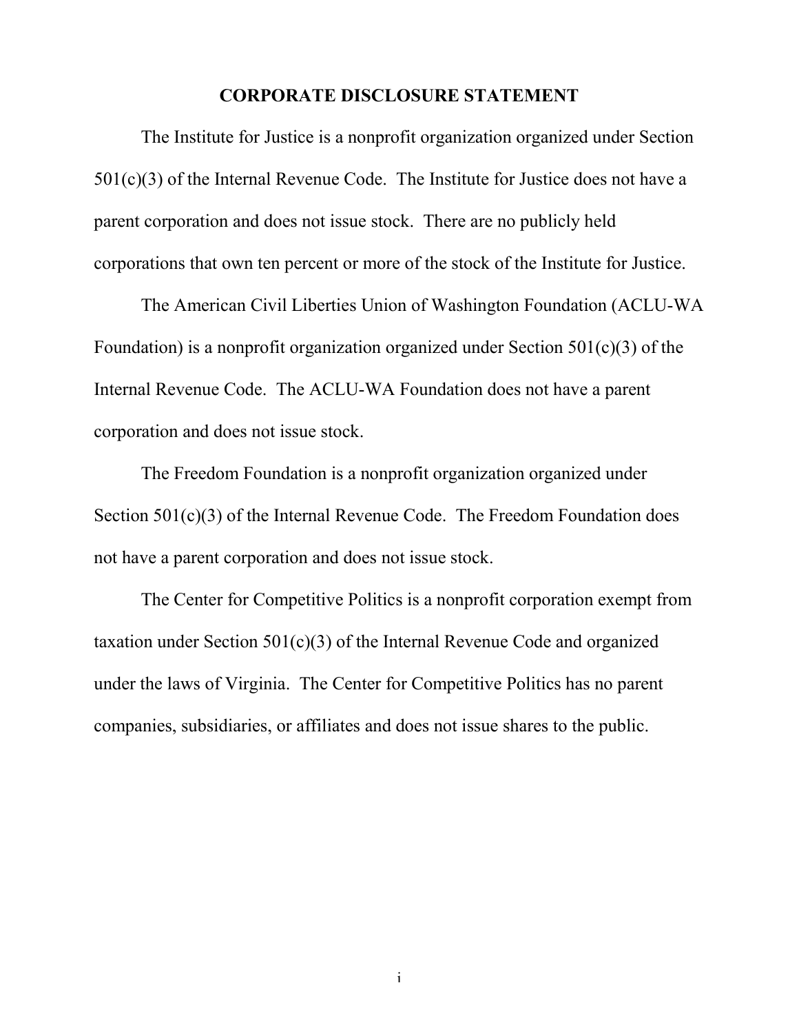## CORPORATE DISCLOSURE STATEMENT

The Institute for Justice is a nonprofit organization organized under Section 501(c)(3) of the Internal Revenue Code. The Institute for Justice does not have a parent corporation and does not issue stock. There are no publicly held corporations that own ten percent or more of the stock of the Institute for Justice.

The American Civil Liberties Union of Washington Foundation (ACLU-WA Foundation) is a nonprofit organization organized under Section 501(c)(3) of the Internal Revenue Code. The ACLU-WA Foundation does not have a parent corporation and does not issue stock.

The Freedom Foundation is a nonprofit organization organized under Section 501(c)(3) of the Internal Revenue Code. The Freedom Foundation does not have a parent corporation and does not issue stock.

The Center for Competitive Politics is a nonprofit corporation exempt from taxation under Section 501(c)(3) of the Internal Revenue Code and organized under the laws of Virginia. The Center for Competitive Politics has no parent companies, subsidiaries, or affiliates and does not issue shares to the public.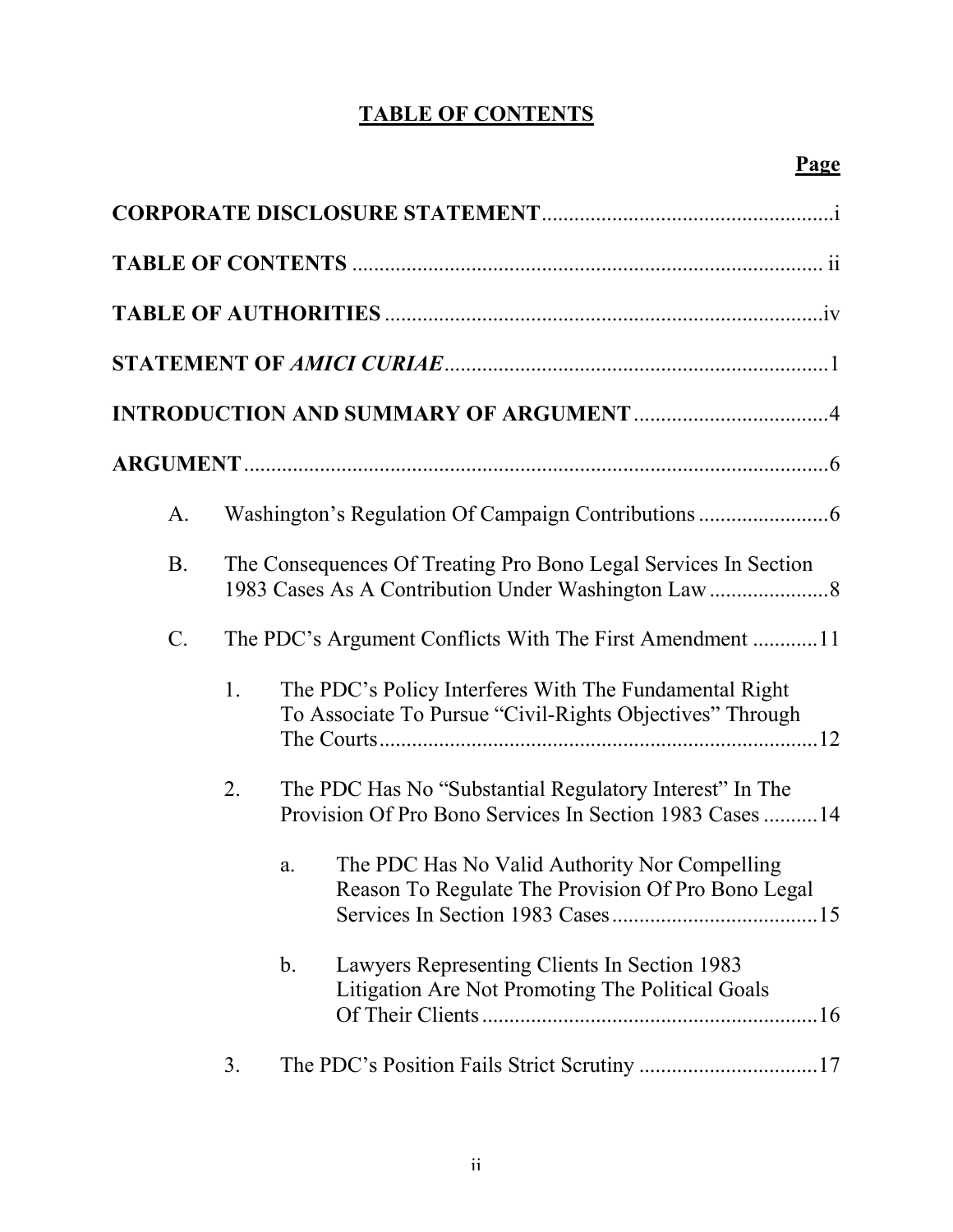# TABLE OF CONTENTS

**Page**

**CORPORATE DISCLOSURE STATEMENT** ...................................................... i

**TABLE OF CONTENTS** ....................................................................................... ii

**TABLE OF AUTHORITIES** .................................................................................iv

**STATEMENT OF *AMICI CURIAE*** ....................................................................... 1

**INTRODUCTION AND SUMMARY OF ARGUMENT** .................................... 4

**ARGUMENT** ............................................................................................................ 6

A. Washington's Regulation Of Campaign Contributions ........................ 6

B. The Consequences Of Treating Pro Bono Legal Services In Section 1983 Cases As A Contribution Under Washington Law ...................... 8

C. The PDC's Argument Conflicts With The First Amendment ............ 11

  1. The PDC's Policy Interferes With The Fundamental Right To Associate To Pursue "Civil-Rights Objectives" Through The Courts ................................................................................. 12

  2. The PDC Has No "Substantial Regulatory Interest" In The Provision Of Pro Bono Services In Section 1983 Cases .......... 14

    a. The PDC Has No Valid Authority Nor Compelling Reason To Regulate The Provision Of Pro Bono Legal Services In Section 1983 Cases ...................................... 15

    b. Lawyers Representing Clients In Section 1983 Litigation Are Not Promoting The Political Goals Of Their Clients .............................................................. 16

  3. The PDC's Position Fails Strict Scrutiny ................................. 17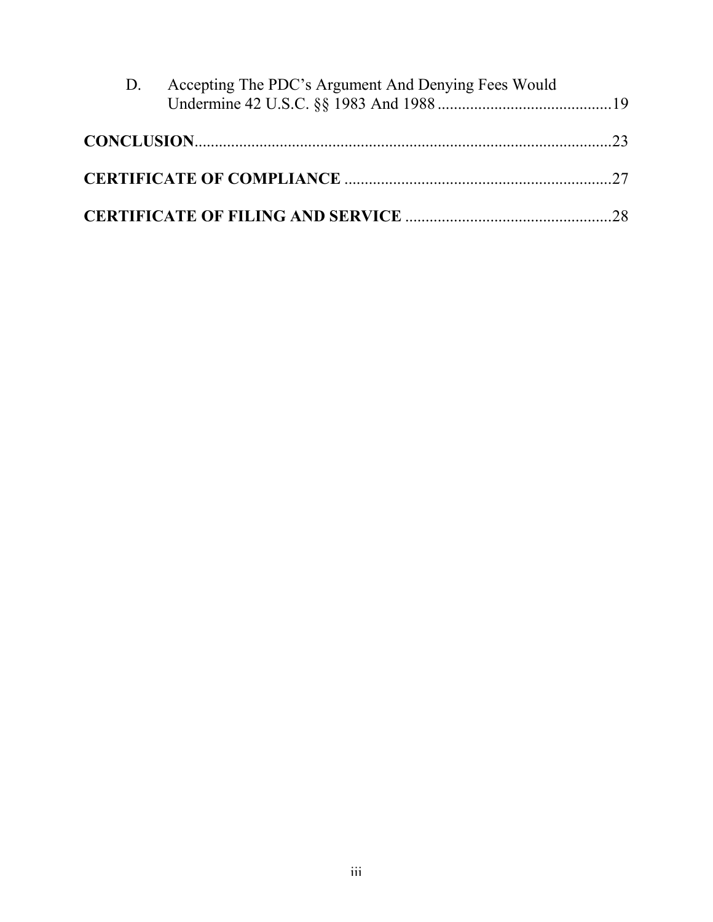D. Accepting The PDC's Argument And Denying Fees Would Undermine 42 U.S.C. §§ 1983 And 1988 ........................................... 19

**CONCLUSION** ........................................................................................ 23

**CERTIFICATE OF COMPLIANCE** .................................................................. 27

**CERTIFICATE OF FILING AND SERVICE** .................................................... 28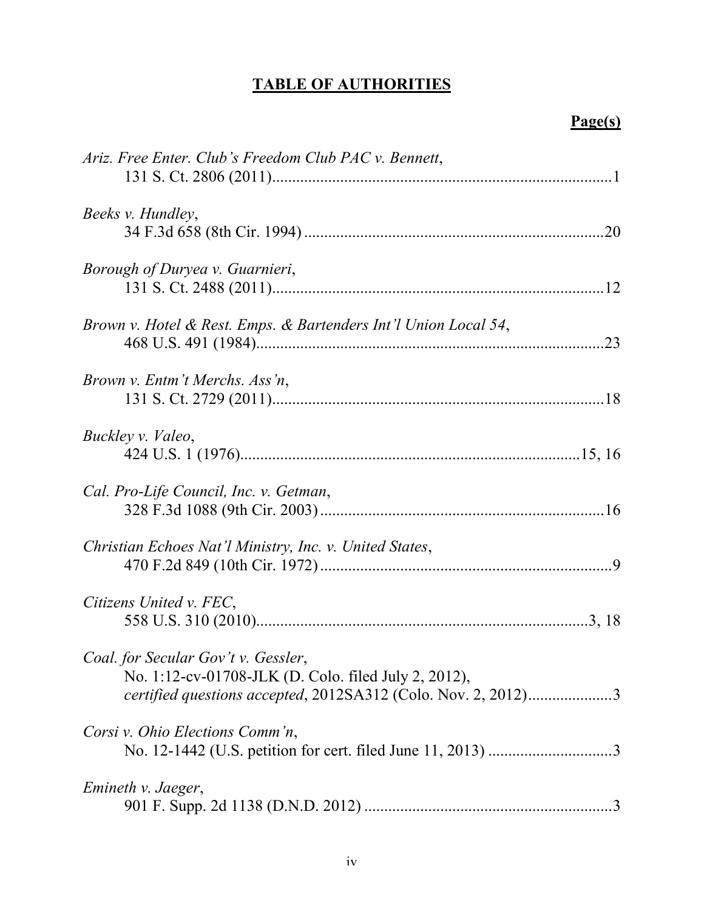# TABLE OF AUTHORITIES

**Page(s)**

*Ariz. Free Enter. Club's Freedom Club PAC v. Bennett*,
131 S. Ct. 2806 (2011)....................................................................................1

*Beeks v. Hundley*,
34 F.3d 658 (8th Cir. 1994) ..........................................................................20

*Borough of Duryea v. Guarnieri*,
131 S. Ct. 2488 (2011)..................................................................................12

*Brown v. Hotel & Rest. Emps. & Bartenders Int'l Union Local 54*,
468 U.S. 491 (1984)......................................................................................23

*Brown v. Entm't Merchs. Ass'n*,
131 S. Ct. 2729 (2011)..................................................................................18

*Buckley v. Valeo*,
424 U.S. 1 (1976)....................................................................................15, 16

*Cal. Pro-Life Council, Inc. v. Getman*,
328 F.3d 1088 (9th Cir. 2003) ......................................................................16

*Christian Echoes Nat'l Ministry, Inc. v. United States*,
470 F.2d 849 (10th Cir. 1972) ........................................................................9

*Citizens United v. FEC*,
558 U.S. 310 (2010)..................................................................................3, 18

*Coal. for Secular Gov't v. Gessler*,
No. 1:12-cv-01708-JLK (D. Colo. filed July 2, 2012),
*certified questions accepted*, 2012SA312 (Colo. Nov. 2, 2012)....................3

*Corsi v. Ohio Elections Comm'n*,
No. 12-1442 (U.S. petition for cert. filed June 11, 2013) ...............................3

*Emineth v. Jaeger*,
901 F. Supp. 2d 1138 (D.N.D. 2012) .............................................................3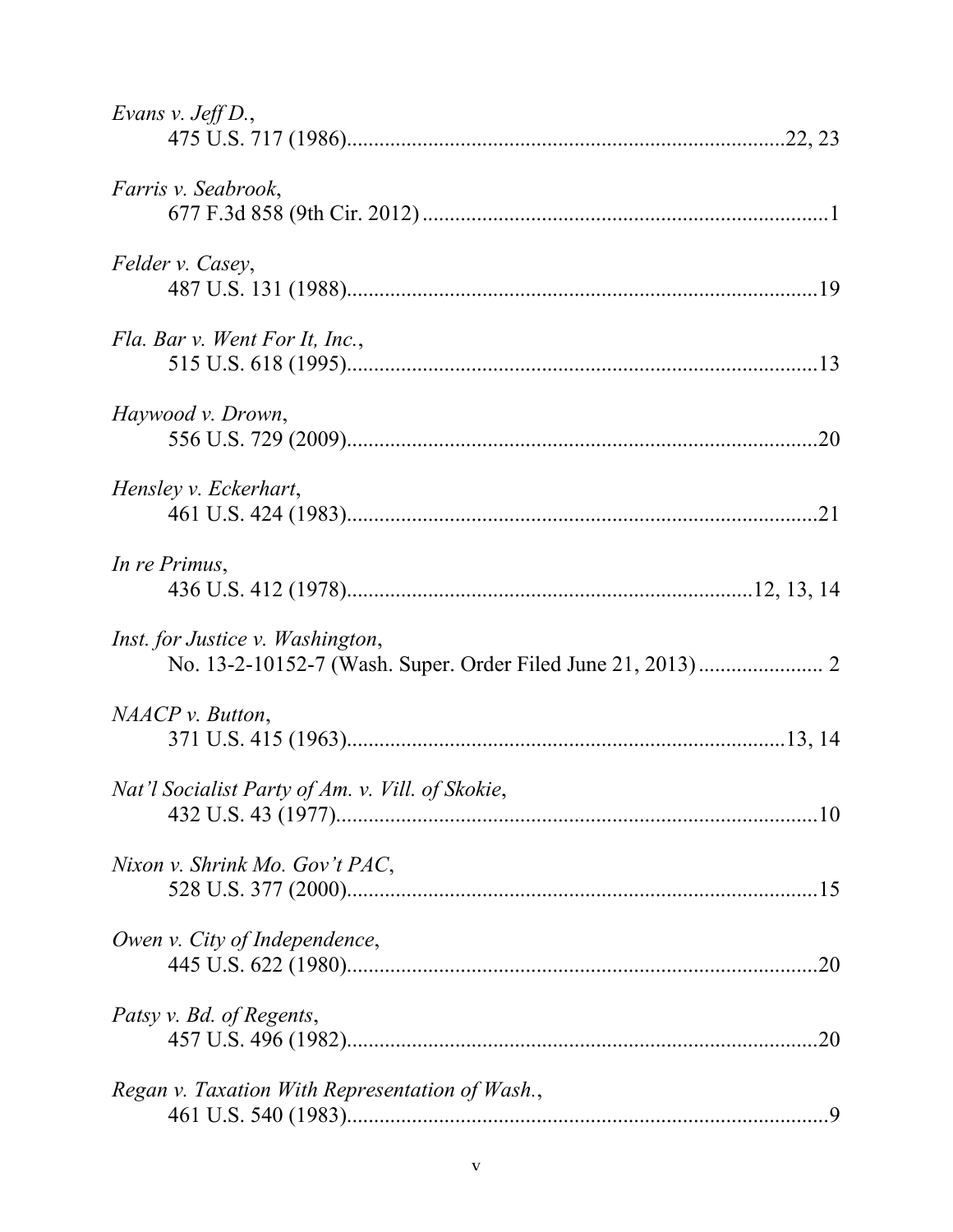*Evans v. Jeff D.*,
475 U.S. 717 (1986)................................................................................22, 23

*Farris v. Seabrook*,
677 F.3d 858 (9th Cir. 2012) ..........................................................................1

*Felder v. Casey*,
487 U.S. 131 (1988)......................................................................................19

*Fla. Bar v. Went For It, Inc.*,
515 U.S. 618 (1995)......................................................................................13

*Haywood v. Drown*,
556 U.S. 729 (2009)......................................................................................20

*Hensley v. Eckerhart*,
461 U.S. 424 (1983)......................................................................................21

*In re Primus*,
436 U.S. 412 (1978)........................................................................12, 13, 14

*Inst. for Justice v. Washington*,
No. 13-2-10152-7 (Wash. Super. Order Filed June 21, 2013) ...................... 2

*NAACP v. Button*,
371 U.S. 415 (1963)................................................................................13, 14

*Nat'l Socialist Party of Am. v. Vill. of Skokie*,
432 U.S. 43 (1977)........................................................................................10

*Nixon v. Shrink Mo. Gov't PAC*,
528 U.S. 377 (2000)......................................................................................15

*Owen v. City of Independence*,
445 U.S. 622 (1980)......................................................................................20

*Patsy v. Bd. of Regents*,
457 U.S. 496 (1982)......................................................................................20

*Regan v. Taxation With Representation of Wash.*,
461 U.S. 540 (1983)........................................................................................9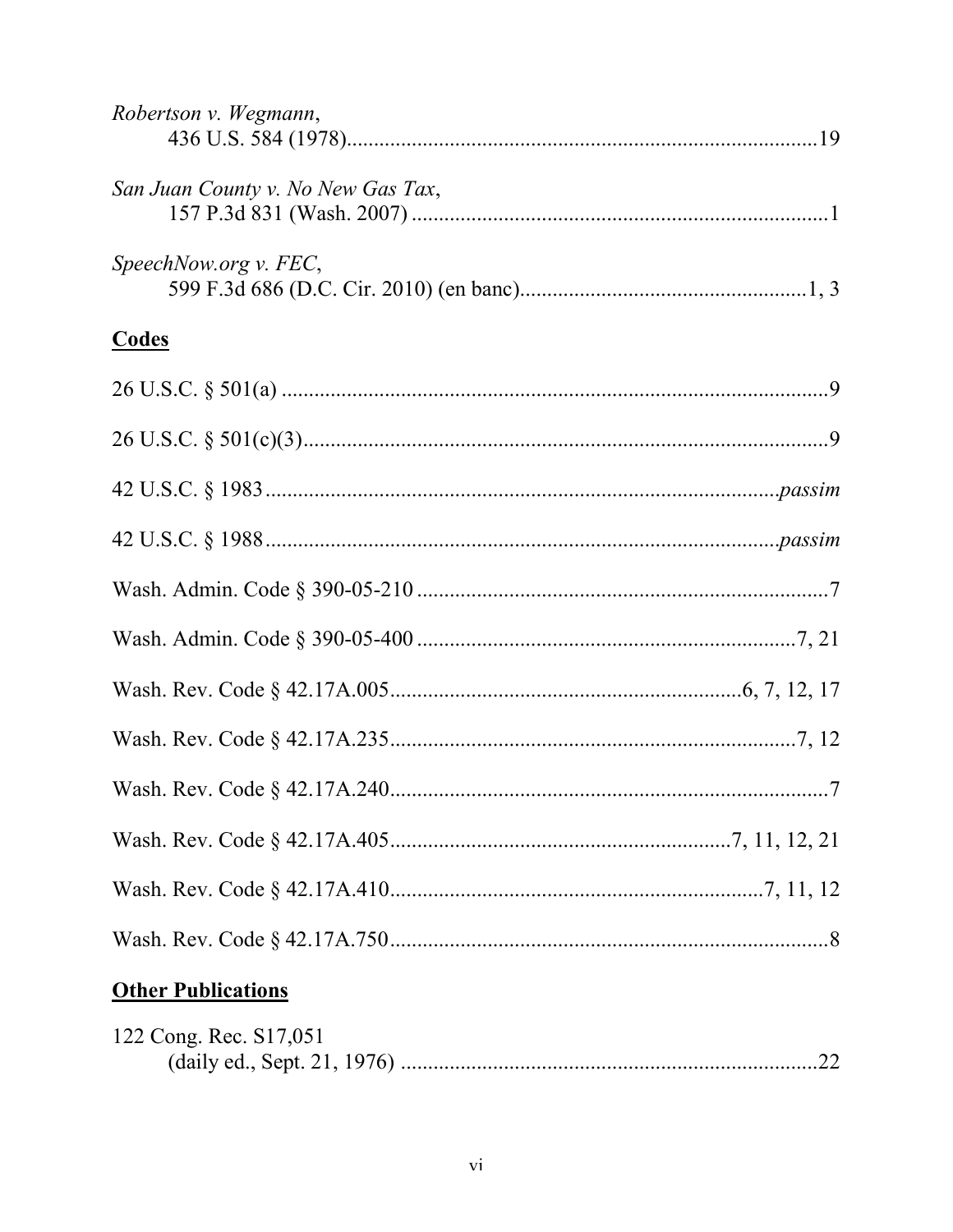*Robertson v. Wegmann*,
436 U.S. 584 (1978)......................................................................................19

*San Juan County v. No New Gas Tax*,
157 P.3d 831 (Wash. 2007) ............................................................................1

*SpeechNow.org v. FEC*,
599 F.3d 686 (D.C. Cir. 2010) (en banc)....................................................1, 3

**Codes**

26 U.S.C. § 501(a) ..................................................................................................9

26 U.S.C. § 501(c)(3)...............................................................................................9

42 U.S.C. § 1983 ...........................................................................................*passim*

42 U.S.C. § 1988 ...........................................................................................*passim*

Wash. Admin. Code § 390-05-210 ..........................................................................7

Wash. Admin. Code § 390-05-400 ....................................................................7, 21

Wash. Rev. Code § 42.17A.005...............................................................6, 7, 12, 17

Wash. Rev. Code § 42.17A.235.........................................................................7, 12

Wash. Rev. Code § 42.17A.240...............................................................................7

Wash. Rev. Code § 42.17A.405.............................................................7, 11, 12, 21

Wash. Rev. Code § 42.17A.410...................................................................7, 11, 12

Wash. Rev. Code § 42.17A.750...............................................................................8

**Other Publications**

122 Cong. Rec. S17,051
(daily ed., Sept. 21, 1976) ............................................................................22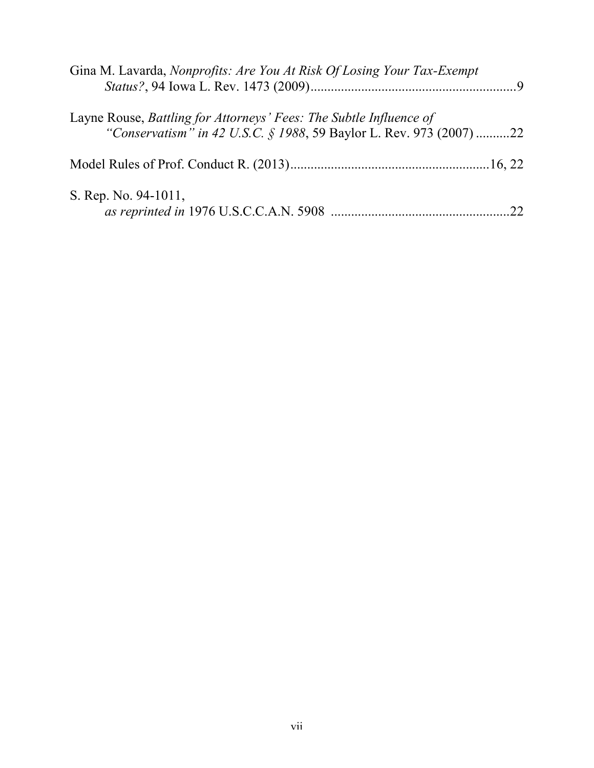Gina M. Lavarda, *Nonprofits: Are You At Risk Of Losing Your Tax-Exempt Status?*, 94 Iowa L. Rev. 1473 (2009)............................................................9

Layne Rouse, *Battling for Attorneys' Fees: The Subtle Influence of "Conservatism" in 42 U.S.C. § 1988*, 59 Baylor L. Rev. 973 (2007) ..........22

Model Rules of Prof. Conduct R. (2013)..........................................................16, 22

S. Rep. No. 94-1011, *as reprinted in* 1976 U.S.C.C.A.N. 5908 .....................................................22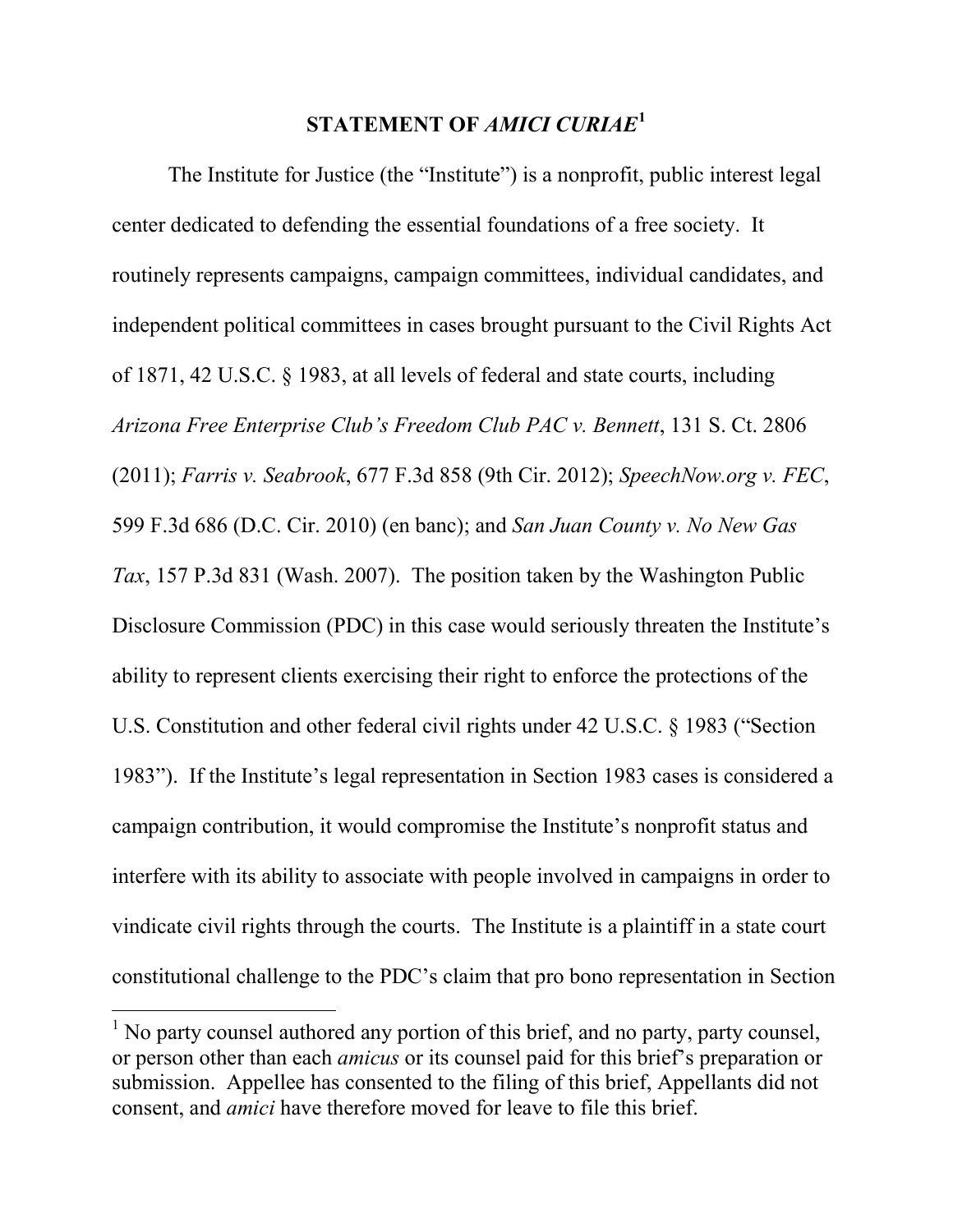## STATEMENT OF *AMICI CURIAE*[1]

The Institute for Justice (the "Institute") is a nonprofit, public interest legal center dedicated to defending the essential foundations of a free society. It routinely represents campaigns, campaign committees, individual candidates, and independent political committees in cases brought pursuant to the Civil Rights Act of 1871, 42 U.S.C. § 1983, at all levels of federal and state courts, including *Arizona Free Enterprise Club's Freedom Club PAC v. Bennett*, 131 S. Ct. 2806 (2011); *Farris v. Seabrook*, 677 F.3d 858 (9th Cir. 2012); *SpeechNow.org v. FEC*, 599 F.3d 686 (D.C. Cir. 2010) (en banc); and *San Juan County v. No New Gas Tax*, 157 P.3d 831 (Wash. 2007). The position taken by the Washington Public Disclosure Commission (PDC) in this case would seriously threaten the Institute's ability to represent clients exercising their right to enforce the protections of the U.S. Constitution and other federal civil rights under 42 U.S.C. § 1983 ("Section 1983"). If the Institute's legal representation in Section 1983 cases is considered a campaign contribution, it would compromise the Institute's nonprofit status and interfere with its ability to associate with people involved in campaigns in order to vindicate civil rights through the courts. The Institute is a plaintiff in a state court constitutional challenge to the PDC's claim that pro bono representation in Section

[1] No party counsel authored any portion of this brief, and no party, party counsel, or person other than each *amicus* or its counsel paid for this brief's preparation or submission. Appellee has consented to the filing of this brief, Appellants did not consent, and *amici* have therefore moved for leave to file this brief.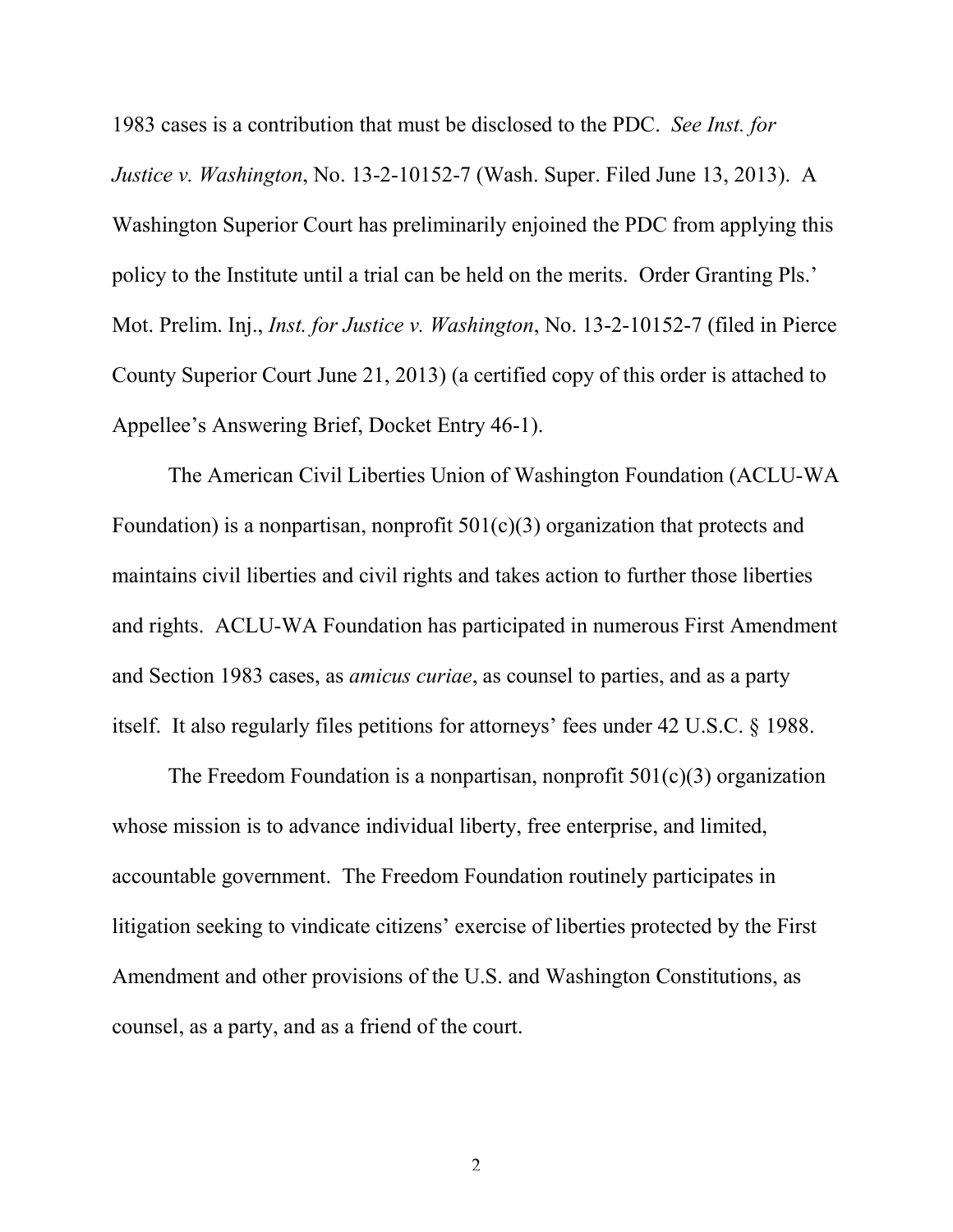1983 cases is a contribution that must be disclosed to the PDC. *See Inst. for Justice v. Washington*, No. 13-2-10152-7 (Wash. Super. Filed June 13, 2013). A Washington Superior Court has preliminarily enjoined the PDC from applying this policy to the Institute until a trial can be held on the merits. Order Granting Pls.' Mot. Prelim. Inj., *Inst. for Justice v. Washington*, No. 13-2-10152-7 (filed in Pierce County Superior Court June 21, 2013) (a certified copy of this order is attached to Appellee's Answering Brief, Docket Entry 46-1).

The American Civil Liberties Union of Washington Foundation (ACLU-WA Foundation) is a nonpartisan, nonprofit 501(c)(3) organization that protects and maintains civil liberties and civil rights and takes action to further those liberties and rights. ACLU-WA Foundation has participated in numerous First Amendment and Section 1983 cases, as *amicus curiae*, as counsel to parties, and as a party itself. It also regularly files petitions for attorneys' fees under 42 U.S.C. § 1988.

The Freedom Foundation is a nonpartisan, nonprofit 501(c)(3) organization whose mission is to advance individual liberty, free enterprise, and limited, accountable government. The Freedom Foundation routinely participates in litigation seeking to vindicate citizens' exercise of liberties protected by the First Amendment and other provisions of the U.S. and Washington Constitutions, as counsel, as a party, and as a friend of the court.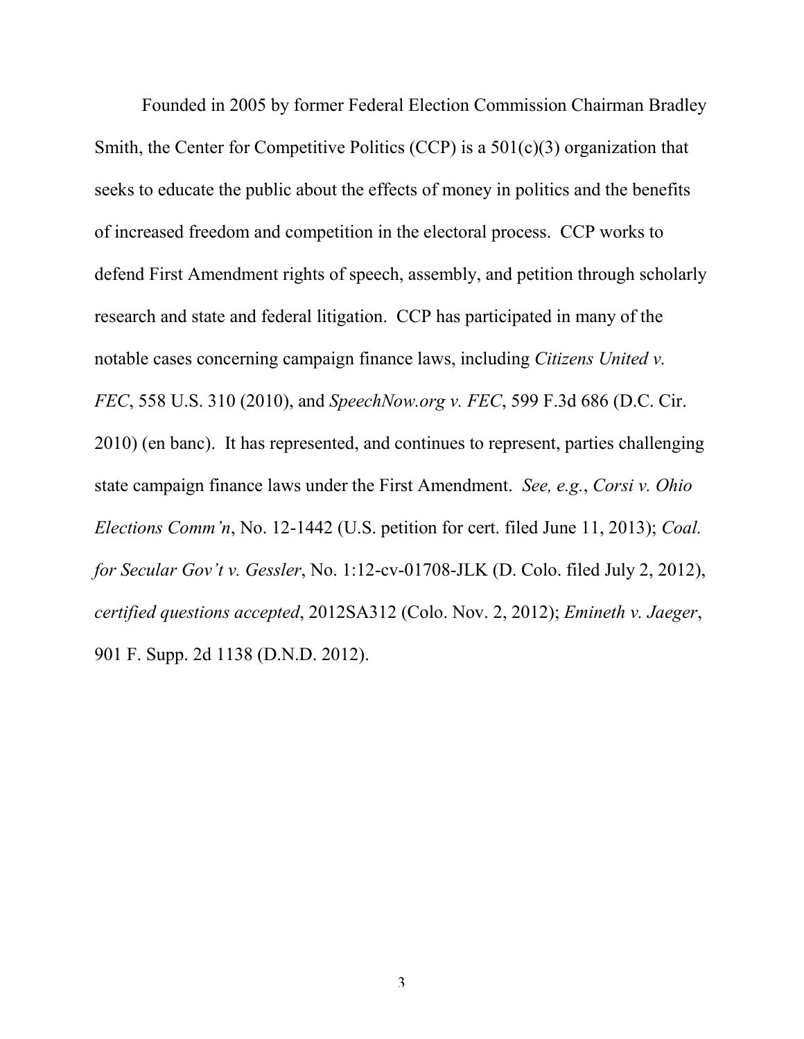Founded in 2005 by former Federal Election Commission Chairman Bradley Smith, the Center for Competitive Politics (CCP) is a 501(c)(3) organization that seeks to educate the public about the effects of money in politics and the benefits of increased freedom and competition in the electoral process. CCP works to defend First Amendment rights of speech, assembly, and petition through scholarly research and state and federal litigation. CCP has participated in many of the notable cases concerning campaign finance laws, including *Citizens United v. FEC*, 558 U.S. 310 (2010), and *SpeechNow.org v. FEC*, 599 F.3d 686 (D.C. Cir. 2010) (en banc). It has represented, and continues to represent, parties challenging state campaign finance laws under the First Amendment. *See, e.g.*, *Corsi v. Ohio Elections Comm'n*, No. 12-1442 (U.S. petition for cert. filed June 11, 2013); *Coal. for Secular Gov't v. Gessler*, No. 1:12-cv-01708-JLK (D. Colo. filed July 2, 2012), *certified questions accepted*, 2012SA312 (Colo. Nov. 2, 2012); *Emineth v. Jaeger*, 901 F. Supp. 2d 1138 (D.N.D. 2012).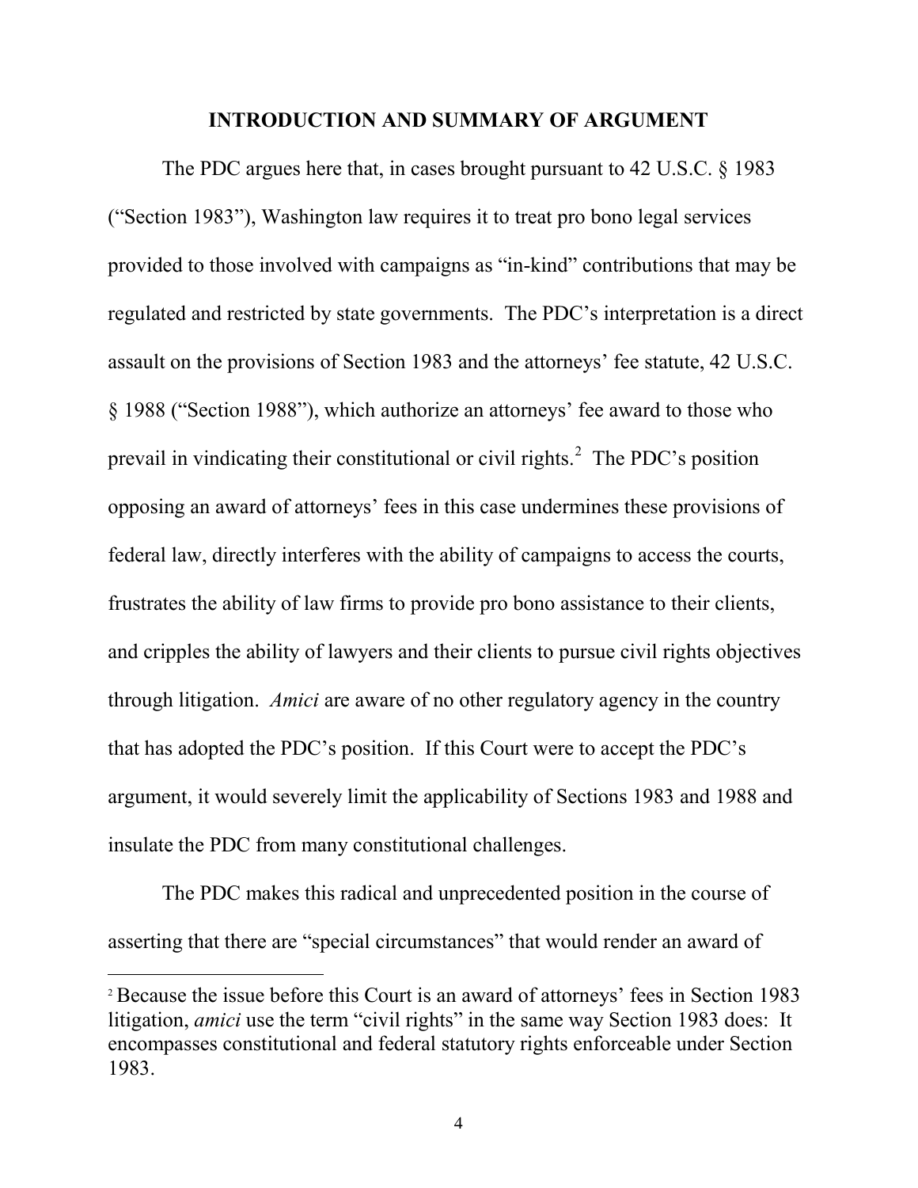## INTRODUCTION AND SUMMARY OF ARGUMENT

The PDC argues here that, in cases brought pursuant to 42 U.S.C. § 1983 ("Section 1983"), Washington law requires it to treat pro bono legal services provided to those involved with campaigns as "in-kind" contributions that may be regulated and restricted by state governments. The PDC's interpretation is a direct assault on the provisions of Section 1983 and the attorneys' fee statute, 42 U.S.C. § 1988 ("Section 1988"), which authorize an attorneys' fee award to those who prevail in vindicating their constitutional or civil rights.[2] The PDC's position opposing an award of attorneys' fees in this case undermines these provisions of federal law, directly interferes with the ability of campaigns to access the courts, frustrates the ability of law firms to provide pro bono assistance to their clients, and cripples the ability of lawyers and their clients to pursue civil rights objectives through litigation. *Amici* are aware of no other regulatory agency in the country that has adopted the PDC's position. If this Court were to accept the PDC's argument, it would severely limit the applicability of Sections 1983 and 1988 and insulate the PDC from many constitutional challenges.

The PDC makes this radical and unprecedented position in the course of asserting that there are "special circumstances" that would render an award of

---

[2] Because the issue before this Court is an award of attorneys' fees in Section 1983 litigation, *amici* use the term "civil rights" in the same way Section 1983 does: It encompasses constitutional and federal statutory rights enforceable under Section 1983.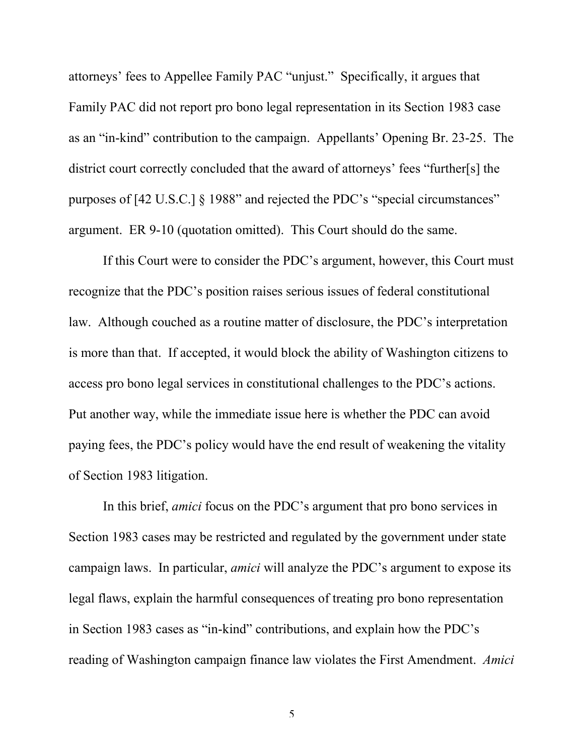attorneys' fees to Appellee Family PAC "unjust." Specifically, it argues that Family PAC did not report pro bono legal representation in its Section 1983 case as an "in-kind" contribution to the campaign. Appellants' Opening Br. 23-25. The district court correctly concluded that the award of attorneys' fees "further[s] the purposes of [42 U.S.C.] § 1988" and rejected the PDC's "special circumstances" argument. ER 9-10 (quotation omitted). This Court should do the same.

If this Court were to consider the PDC's argument, however, this Court must recognize that the PDC's position raises serious issues of federal constitutional law. Although couched as a routine matter of disclosure, the PDC's interpretation is more than that. If accepted, it would block the ability of Washington citizens to access pro bono legal services in constitutional challenges to the PDC's actions. Put another way, while the immediate issue here is whether the PDC can avoid paying fees, the PDC's policy would have the end result of weakening the vitality of Section 1983 litigation.

In this brief, *amici* focus on the PDC's argument that pro bono services in Section 1983 cases may be restricted and regulated by the government under state campaign laws. In particular, *amici* will analyze the PDC's argument to expose its legal flaws, explain the harmful consequences of treating pro bono representation in Section 1983 cases as "in-kind" contributions, and explain how the PDC's reading of Washington campaign finance law violates the First Amendment. *Amici*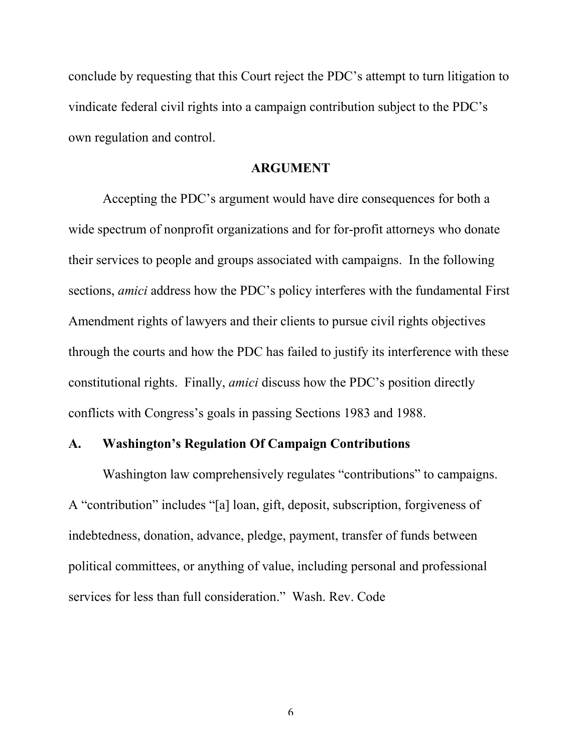conclude by requesting that this Court reject the PDC's attempt to turn litigation to vindicate federal civil rights into a campaign contribution subject to the PDC's own regulation and control.

## ARGUMENT

Accepting the PDC's argument would have dire consequences for both a wide spectrum of nonprofit organizations and for for-profit attorneys who donate their services to people and groups associated with campaigns. In the following sections, *amici* address how the PDC's policy interferes with the fundamental First Amendment rights of lawyers and their clients to pursue civil rights objectives through the courts and how the PDC has failed to justify its interference with these constitutional rights. Finally, *amici* discuss how the PDC's position directly conflicts with Congress's goals in passing Sections 1983 and 1988.

### A. Washington's Regulation Of Campaign Contributions

Washington law comprehensively regulates "contributions" to campaigns. A "contribution" includes "[a] loan, gift, deposit, subscription, forgiveness of indebtedness, donation, advance, pledge, payment, transfer of funds between political committees, or anything of value, including personal and professional services for less than full consideration." Wash. Rev. Code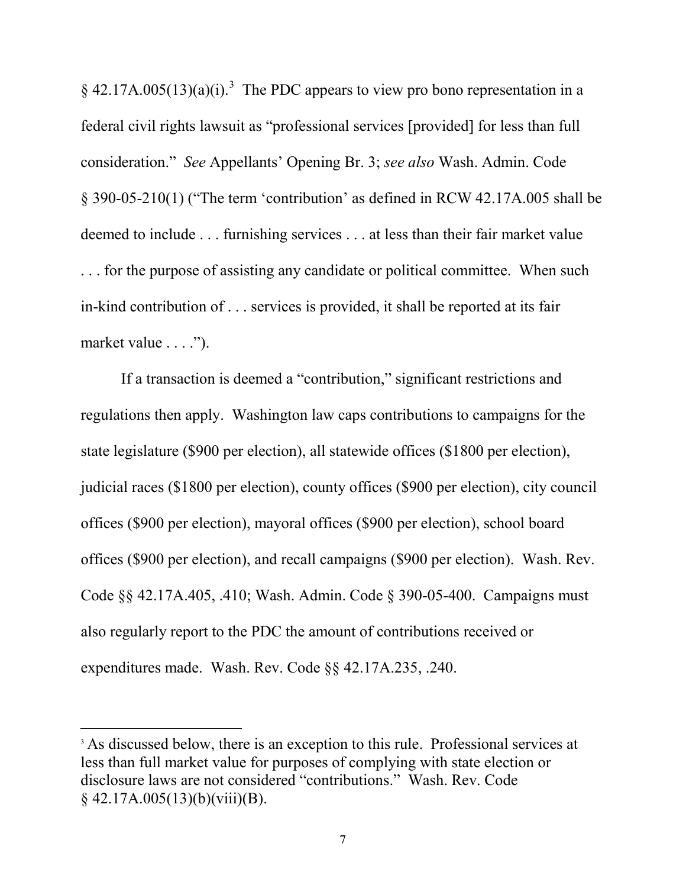§ 42.17A.005(13)(a)(i).[3] The PDC appears to view pro bono representation in a federal civil rights lawsuit as "professional services [provided] for less than full consideration." *See* Appellants' Opening Br. 3; *see also* Wash. Admin. Code § 390-05-210(1) ("The term 'contribution' as defined in RCW 42.17A.005 shall be deemed to include . . . furnishing services . . . at less than their fair market value . . . for the purpose of assisting any candidate or political committee. When such in-kind contribution of . . . services is provided, it shall be reported at its fair market value . . . .").

If a transaction is deemed a "contribution," significant restrictions and regulations then apply. Washington law caps contributions to campaigns for the state legislature ($900 per election), all statewide offices ($1800 per election), judicial races ($1800 per election), county offices ($900 per election), city council offices ($900 per election), mayoral offices ($900 per election), school board offices ($900 per election), and recall campaigns ($900 per election). Wash. Rev. Code §§ 42.17A.405, .410; Wash. Admin. Code § 390-05-400. Campaigns must also regularly report to the PDC the amount of contributions received or expenditures made. Wash. Rev. Code §§ 42.17A.235, .240.

---

[3] As discussed below, there is an exception to this rule. Professional services at less than full market value for purposes of complying with state election or disclosure laws are not considered "contributions." Wash. Rev. Code § 42.17A.005(13)(b)(viii)(B).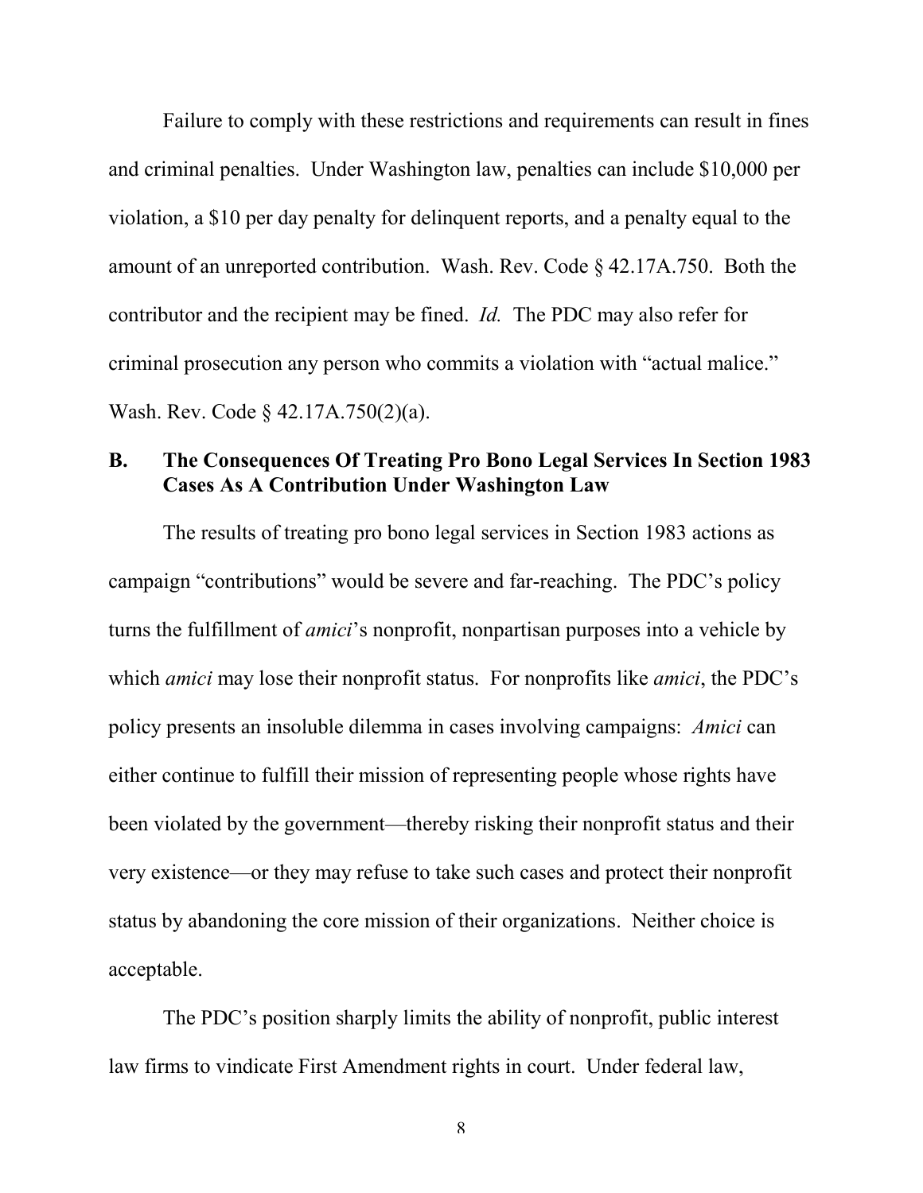Failure to comply with these restrictions and requirements can result in fines and criminal penalties. Under Washington law, penalties can include $10,000 per violation, a $10 per day penalty for delinquent reports, and a penalty equal to the amount of an unreported contribution. Wash. Rev. Code § 42.17A.750. Both the contributor and the recipient may be fined. *Id.* The PDC may also refer for criminal prosecution any person who commits a violation with "actual malice." Wash. Rev. Code § 42.17A.750(2)(a).

### B. The Consequences Of Treating Pro Bono Legal Services In Section 1983 Cases As A Contribution Under Washington Law

The results of treating pro bono legal services in Section 1983 actions as campaign "contributions" would be severe and far-reaching. The PDC's policy turns the fulfillment of *amici*'s nonprofit, nonpartisan purposes into a vehicle by which *amici* may lose their nonprofit status. For nonprofits like *amici*, the PDC's policy presents an insoluble dilemma in cases involving campaigns: *Amici* can either continue to fulfill their mission of representing people whose rights have been violated by the government—thereby risking their nonprofit status and their very existence—or they may refuse to take such cases and protect their nonprofit status by abandoning the core mission of their organizations. Neither choice is acceptable.

The PDC's position sharply limits the ability of nonprofit, public interest law firms to vindicate First Amendment rights in court. Under federal law,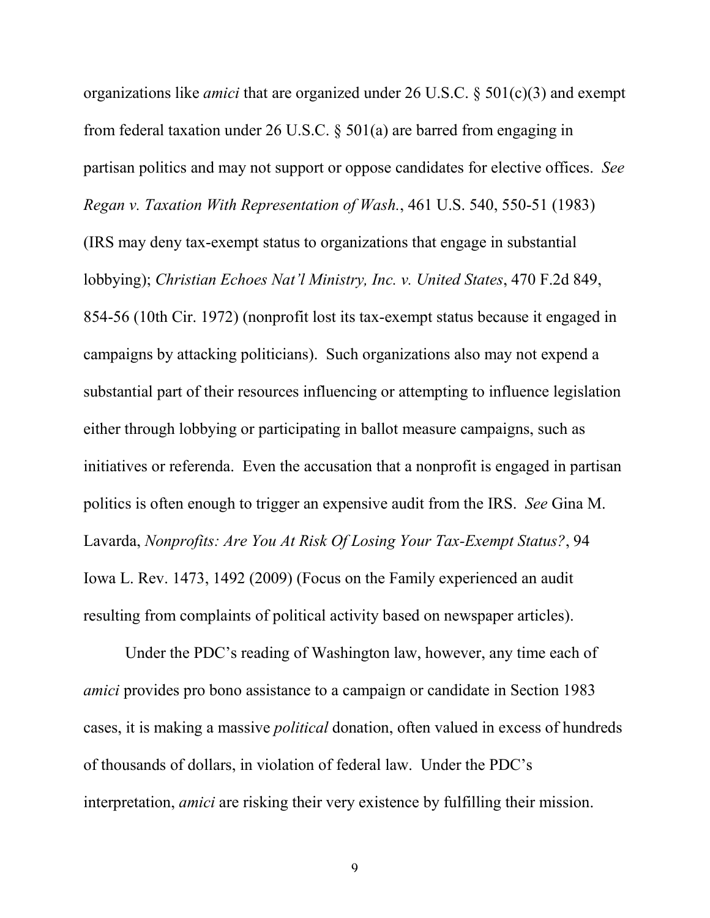organizations like *amici* that are organized under 26 U.S.C. § 501(c)(3) and exempt from federal taxation under 26 U.S.C. § 501(a) are barred from engaging in partisan politics and may not support or oppose candidates for elective offices. *See Regan v. Taxation With Representation of Wash.*, 461 U.S. 540, 550-51 (1983) (IRS may deny tax-exempt status to organizations that engage in substantial lobbying); *Christian Echoes Nat'l Ministry, Inc. v. United States*, 470 F.2d 849, 854-56 (10th Cir. 1972) (nonprofit lost its tax-exempt status because it engaged in campaigns by attacking politicians). Such organizations also may not expend a substantial part of their resources influencing or attempting to influence legislation either through lobbying or participating in ballot measure campaigns, such as initiatives or referenda. Even the accusation that a nonprofit is engaged in partisan politics is often enough to trigger an expensive audit from the IRS. *See* Gina M. Lavarda, *Nonprofits: Are You At Risk Of Losing Your Tax-Exempt Status?*, 94 Iowa L. Rev. 1473, 1492 (2009) (Focus on the Family experienced an audit resulting from complaints of political activity based on newspaper articles).

Under the PDC's reading of Washington law, however, any time each of *amici* provides pro bono assistance to a campaign or candidate in Section 1983 cases, it is making a massive *political* donation, often valued in excess of hundreds of thousands of dollars, in violation of federal law. Under the PDC's interpretation, *amici* are risking their very existence by fulfilling their mission.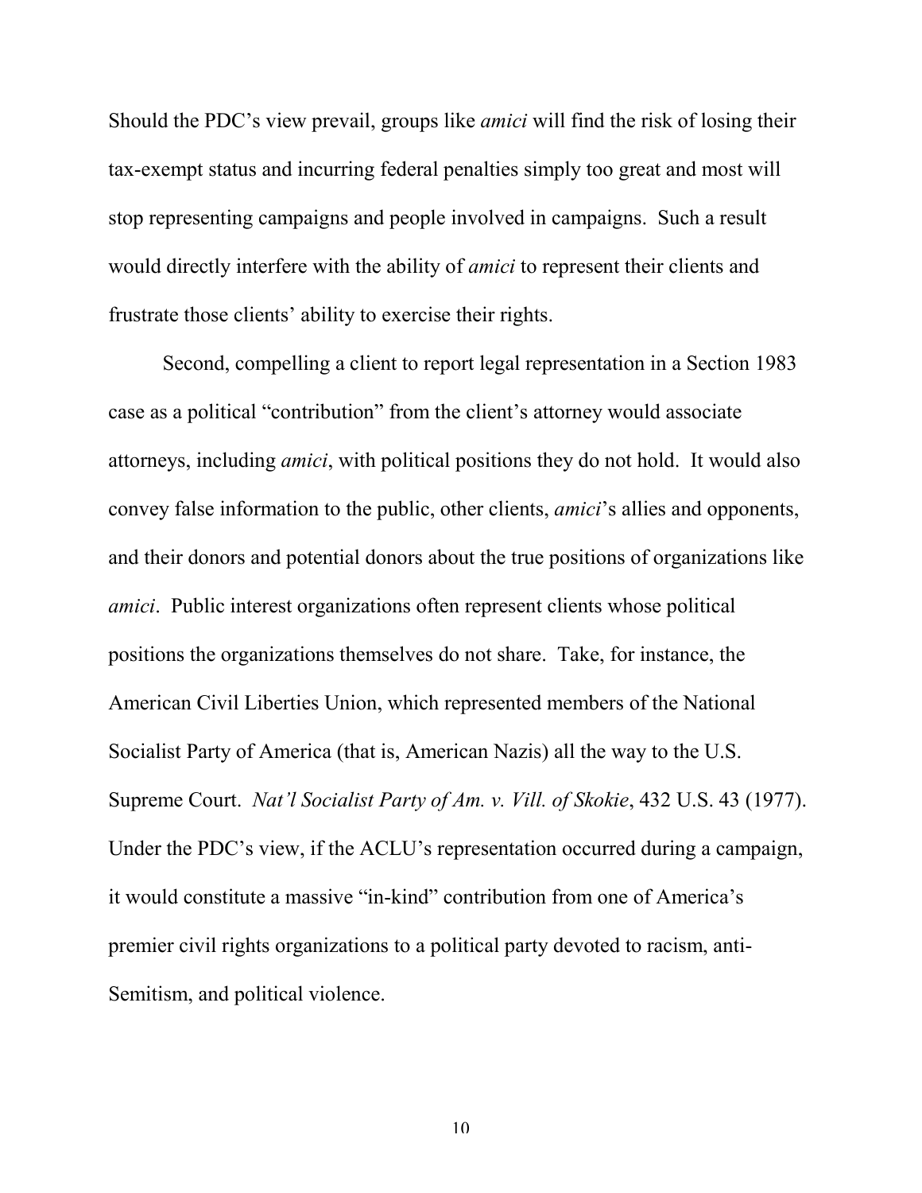Should the PDC's view prevail, groups like *amici* will find the risk of losing their tax-exempt status and incurring federal penalties simply too great and most will stop representing campaigns and people involved in campaigns. Such a result would directly interfere with the ability of *amici* to represent their clients and frustrate those clients' ability to exercise their rights.

Second, compelling a client to report legal representation in a Section 1983 case as a political "contribution" from the client's attorney would associate attorneys, including *amici*, with political positions they do not hold. It would also convey false information to the public, other clients, *amici*'s allies and opponents, and their donors and potential donors about the true positions of organizations like *amici*. Public interest organizations often represent clients whose political positions the organizations themselves do not share. Take, for instance, the American Civil Liberties Union, which represented members of the National Socialist Party of America (that is, American Nazis) all the way to the U.S. Supreme Court. *Nat'l Socialist Party of Am. v. Vill. of Skokie*, 432 U.S. 43 (1977). Under the PDC's view, if the ACLU's representation occurred during a campaign, it would constitute a massive "in-kind" contribution from one of America's premier civil rights organizations to a political party devoted to racism, anti-Semitism, and political violence.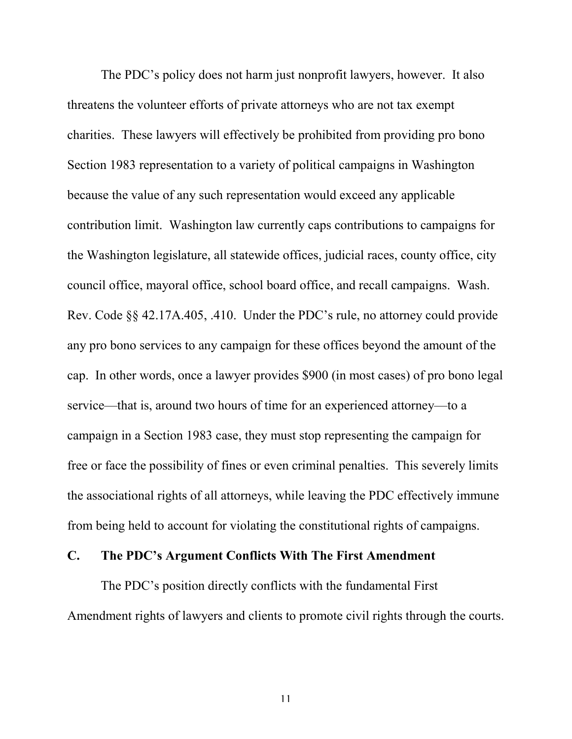The PDC's policy does not harm just nonprofit lawyers, however. It also threatens the volunteer efforts of private attorneys who are not tax exempt charities. These lawyers will effectively be prohibited from providing pro bono Section 1983 representation to a variety of political campaigns in Washington because the value of any such representation would exceed any applicable contribution limit. Washington law currently caps contributions to campaigns for the Washington legislature, all statewide offices, judicial races, county office, city council office, mayoral office, school board office, and recall campaigns. Wash. Rev. Code §§ 42.17A.405, .410. Under the PDC's rule, no attorney could provide any pro bono services to any campaign for these offices beyond the amount of the cap. In other words, once a lawyer provides $900 (in most cases) of pro bono legal service—that is, around two hours of time for an experienced attorney—to a campaign in a Section 1983 case, they must stop representing the campaign for free or face the possibility of fines or even criminal penalties. This severely limits the associational rights of all attorneys, while leaving the PDC effectively immune from being held to account for violating the constitutional rights of campaigns.

### C. The PDC's Argument Conflicts With The First Amendment

The PDC's position directly conflicts with the fundamental First Amendment rights of lawyers and clients to promote civil rights through the courts.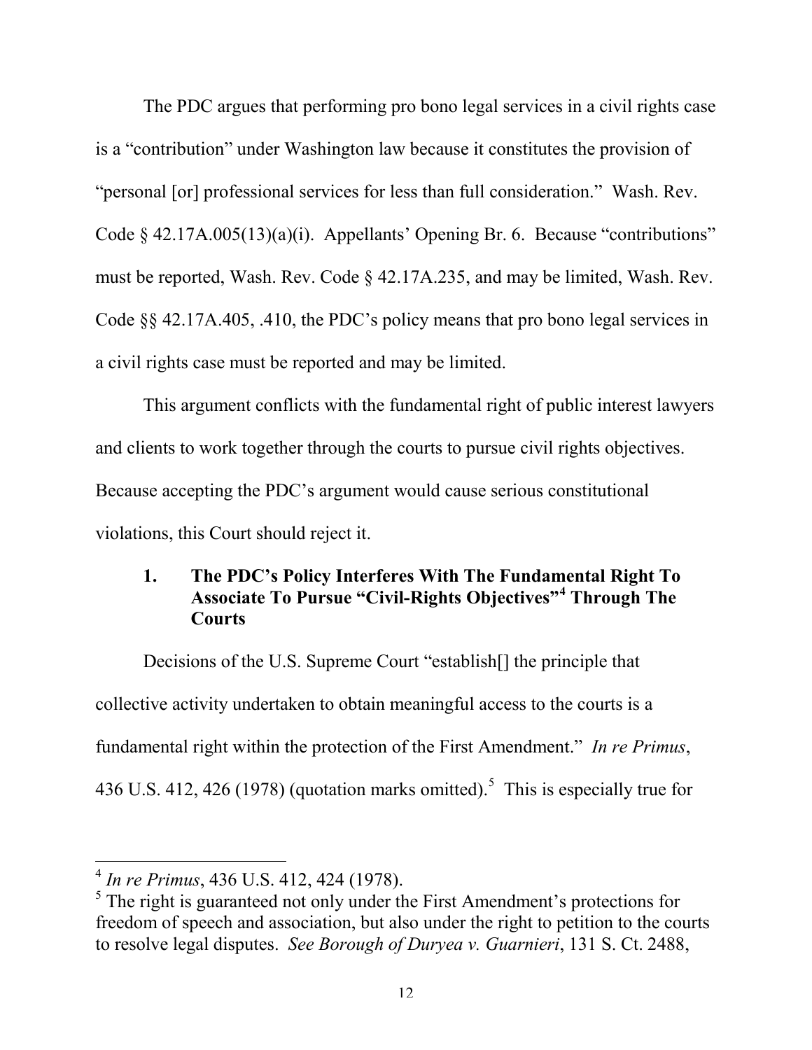The PDC argues that performing pro bono legal services in a civil rights case is a "contribution" under Washington law because it constitutes the provision of "personal [or] professional services for less than full consideration." Wash. Rev. Code § 42.17A.005(13)(a)(i). Appellants' Opening Br. 6. Because "contributions" must be reported, Wash. Rev. Code § 42.17A.235, and may be limited, Wash. Rev. Code §§ 42.17A.405, .410, the PDC's policy means that pro bono legal services in a civil rights case must be reported and may be limited.

This argument conflicts with the fundamental right of public interest lawyers and clients to work together through the courts to pursue civil rights objectives. Because accepting the PDC's argument would cause serious constitutional violations, this Court should reject it.

### 1. The PDC's Policy Interferes With The Fundamental Right To Associate To Pursue "Civil-Rights Objectives"[4] Through The Courts

Decisions of the U.S. Supreme Court "establish[] the principle that collective activity undertaken to obtain meaningful access to the courts is a fundamental right within the protection of the First Amendment." *In re Primus*, 436 U.S. 412, 426 (1978) (quotation marks omitted).[5] This is especially true for

---

[4] *In re Primus*, 436 U.S. 412, 424 (1978).

[5] The right is guaranteed not only under the First Amendment's protections for freedom of speech and association, but also under the right to petition to the courts to resolve legal disputes. *See Borough of Duryea v. Guarnieri*, 131 S. Ct. 2488,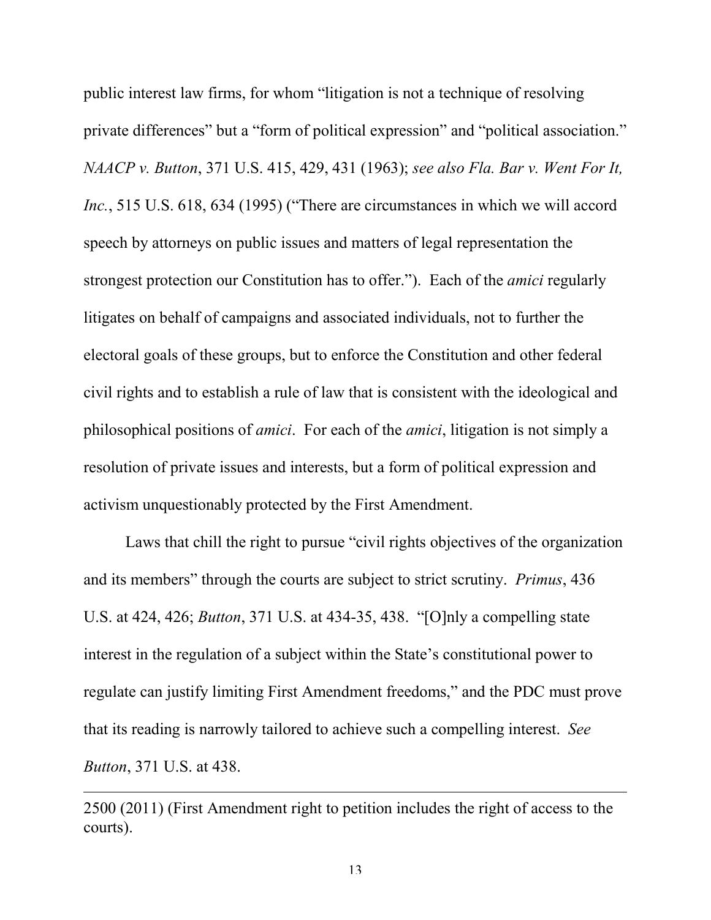public interest law firms, for whom "litigation is not a technique of resolving private differences" but a "form of political expression" and "political association." *NAACP v. Button*, 371 U.S. 415, 429, 431 (1963); *see also Fla. Bar v. Went For It, Inc.*, 515 U.S. 618, 634 (1995) ("There are circumstances in which we will accord speech by attorneys on public issues and matters of legal representation the strongest protection our Constitution has to offer."). Each of the *amici* regularly litigates on behalf of campaigns and associated individuals, not to further the electoral goals of these groups, but to enforce the Constitution and other federal civil rights and to establish a rule of law that is consistent with the ideological and philosophical positions of *amici*. For each of the *amici*, litigation is not simply a resolution of private issues and interests, but a form of political expression and activism unquestionably protected by the First Amendment.

Laws that chill the right to pursue "civil rights objectives of the organization and its members" through the courts are subject to strict scrutiny. *Primus*, 436 U.S. at 424, 426; *Button*, 371 U.S. at 434-35, 438. "[O]nly a compelling state interest in the regulation of a subject within the State's constitutional power to regulate can justify limiting First Amendment freedoms," and the PDC must prove that its reading is narrowly tailored to achieve such a compelling interest. *See Button*, 371 U.S. at 438.

---

2500 (2011) (First Amendment right to petition includes the right of access to the courts).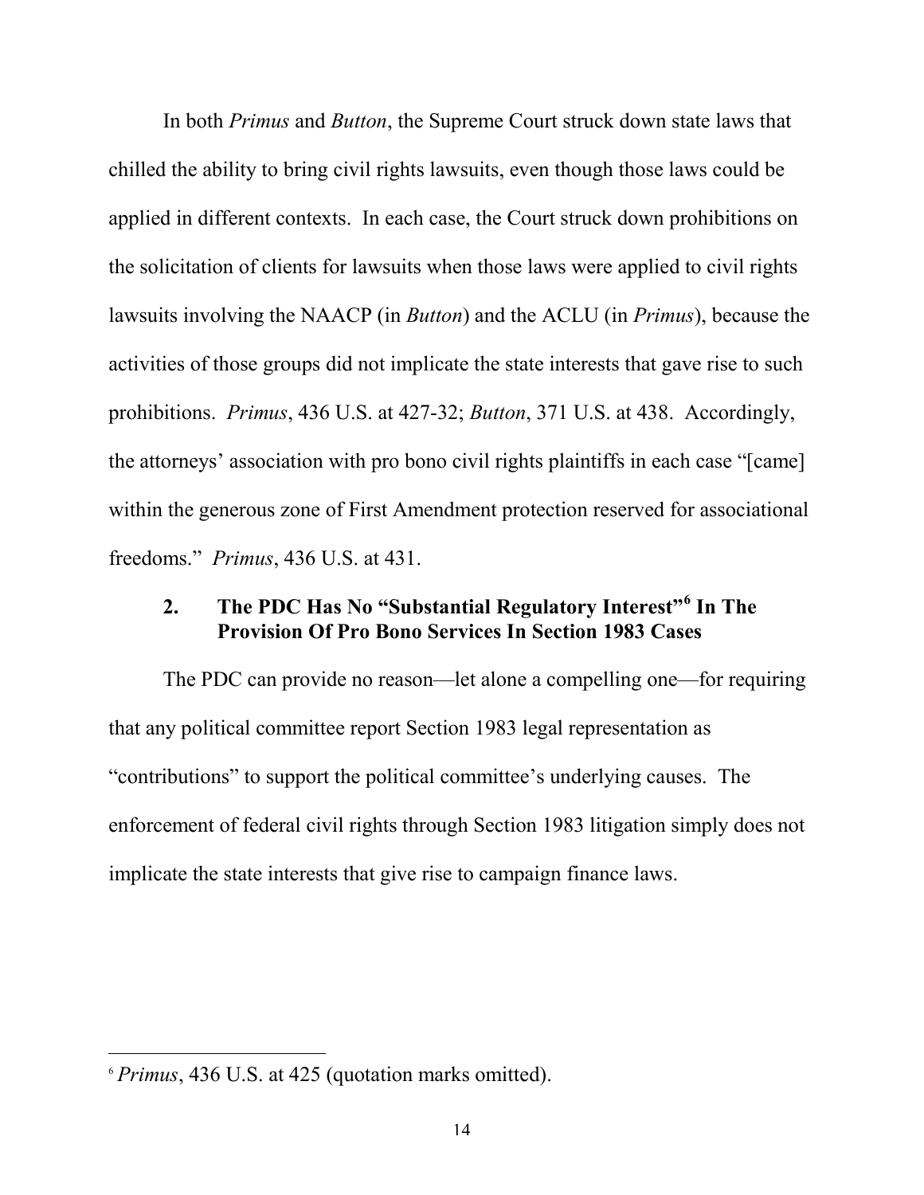In both *Primus* and *Button*, the Supreme Court struck down state laws that chilled the ability to bring civil rights lawsuits, even though those laws could be applied in different contexts. In each case, the Court struck down prohibitions on the solicitation of clients for lawsuits when those laws were applied to civil rights lawsuits involving the NAACP (in *Button*) and the ACLU (in *Primus*), because the activities of those groups did not implicate the state interests that gave rise to such prohibitions. *Primus*, 436 U.S. at 427-32; *Button*, 371 U.S. at 438. Accordingly, the attorneys' association with pro bono civil rights plaintiffs in each case "[came] within the generous zone of First Amendment protection reserved for associational freedoms." *Primus*, 436 U.S. at 431.

### 2. The PDC Has No "Substantial Regulatory Interest"[6] In The Provision Of Pro Bono Services In Section 1983 Cases

The PDC can provide no reason—let alone a compelling one—for requiring that any political committee report Section 1983 legal representation as "contributions" to support the political committee's underlying causes. The enforcement of federal civil rights through Section 1983 litigation simply does not implicate the state interests that give rise to campaign finance laws.

[6] *Primus*, 436 U.S. at 425 (quotation marks omitted).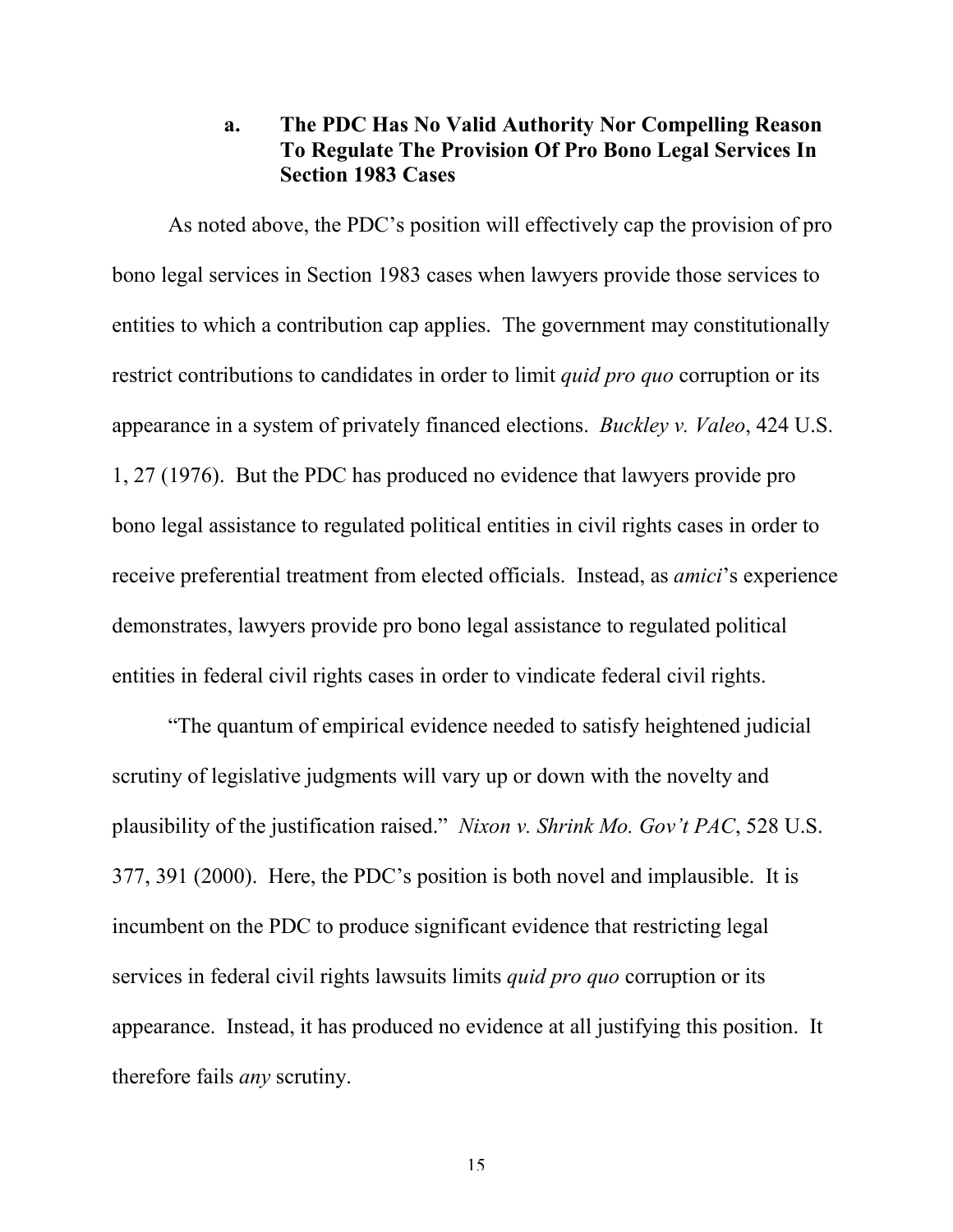#### a. The PDC Has No Valid Authority Nor Compelling Reason To Regulate The Provision Of Pro Bono Legal Services In Section 1983 Cases

As noted above, the PDC's position will effectively cap the provision of pro bono legal services in Section 1983 cases when lawyers provide those services to entities to which a contribution cap applies. The government may constitutionally restrict contributions to candidates in order to limit *quid pro quo* corruption or its appearance in a system of privately financed elections. *Buckley v. Valeo*, 424 U.S. 1, 27 (1976). But the PDC has produced no evidence that lawyers provide pro bono legal assistance to regulated political entities in civil rights cases in order to receive preferential treatment from elected officials. Instead, as *amici*'s experience demonstrates, lawyers provide pro bono legal assistance to regulated political entities in federal civil rights cases in order to vindicate federal civil rights.

"The quantum of empirical evidence needed to satisfy heightened judicial scrutiny of legislative judgments will vary up or down with the novelty and plausibility of the justification raised." *Nixon v. Shrink Mo. Gov't PAC*, 528 U.S. 377, 391 (2000). Here, the PDC's position is both novel and implausible. It is incumbent on the PDC to produce significant evidence that restricting legal services in federal civil rights lawsuits limits *quid pro quo* corruption or its appearance. Instead, it has produced no evidence at all justifying this position. It therefore fails *any* scrutiny.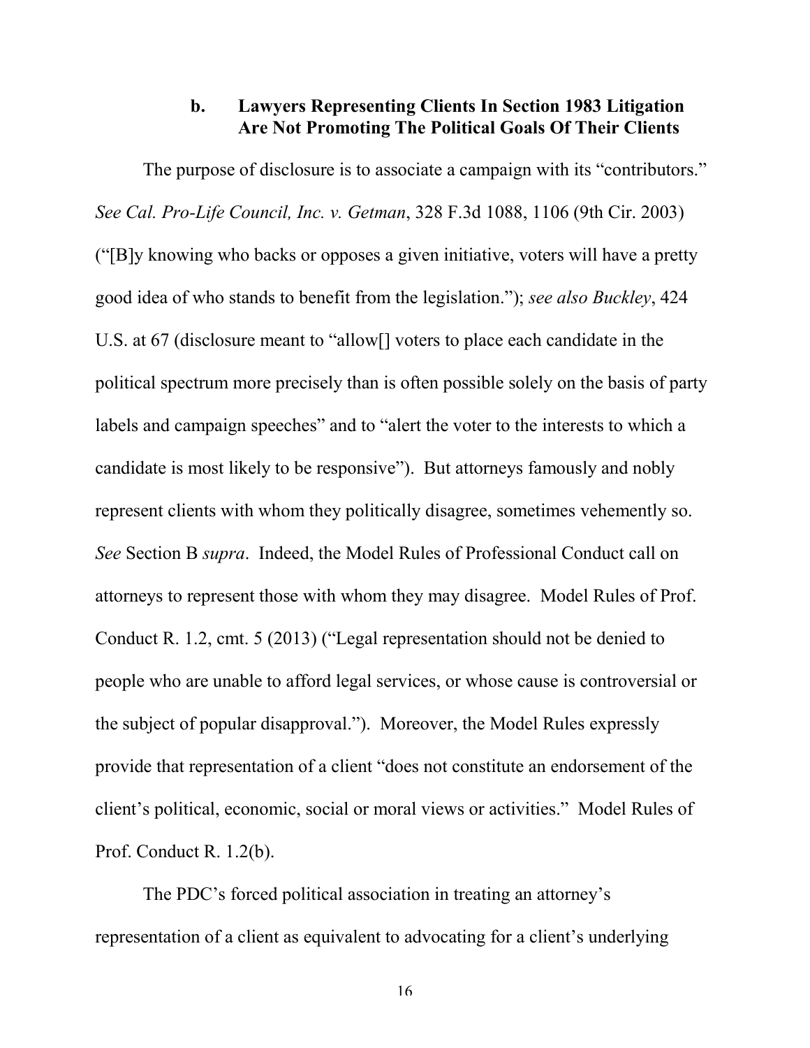### b. Lawyers Representing Clients In Section 1983 Litigation Are Not Promoting The Political Goals Of Their Clients

The purpose of disclosure is to associate a campaign with its "contributors." *See Cal. Pro-Life Council, Inc. v. Getman*, 328 F.3d 1088, 1106 (9th Cir. 2003) ("[B]y knowing who backs or opposes a given initiative, voters will have a pretty good idea of who stands to benefit from the legislation."); *see also Buckley*, 424 U.S. at 67 (disclosure meant to "allow[] voters to place each candidate in the political spectrum more precisely than is often possible solely on the basis of party labels and campaign speeches" and to "alert the voter to the interests to which a candidate is most likely to be responsive"). But attorneys famously and nobly represent clients with whom they politically disagree, sometimes vehemently so. *See* Section B *supra*. Indeed, the Model Rules of Professional Conduct call on attorneys to represent those with whom they may disagree. Model Rules of Prof. Conduct R. 1.2, cmt. 5 (2013) ("Legal representation should not be denied to people who are unable to afford legal services, or whose cause is controversial or the subject of popular disapproval."). Moreover, the Model Rules expressly provide that representation of a client "does not constitute an endorsement of the client's political, economic, social or moral views or activities." Model Rules of Prof. Conduct R. 1.2(b).

The PDC's forced political association in treating an attorney's representation of a client as equivalent to advocating for a client's underlying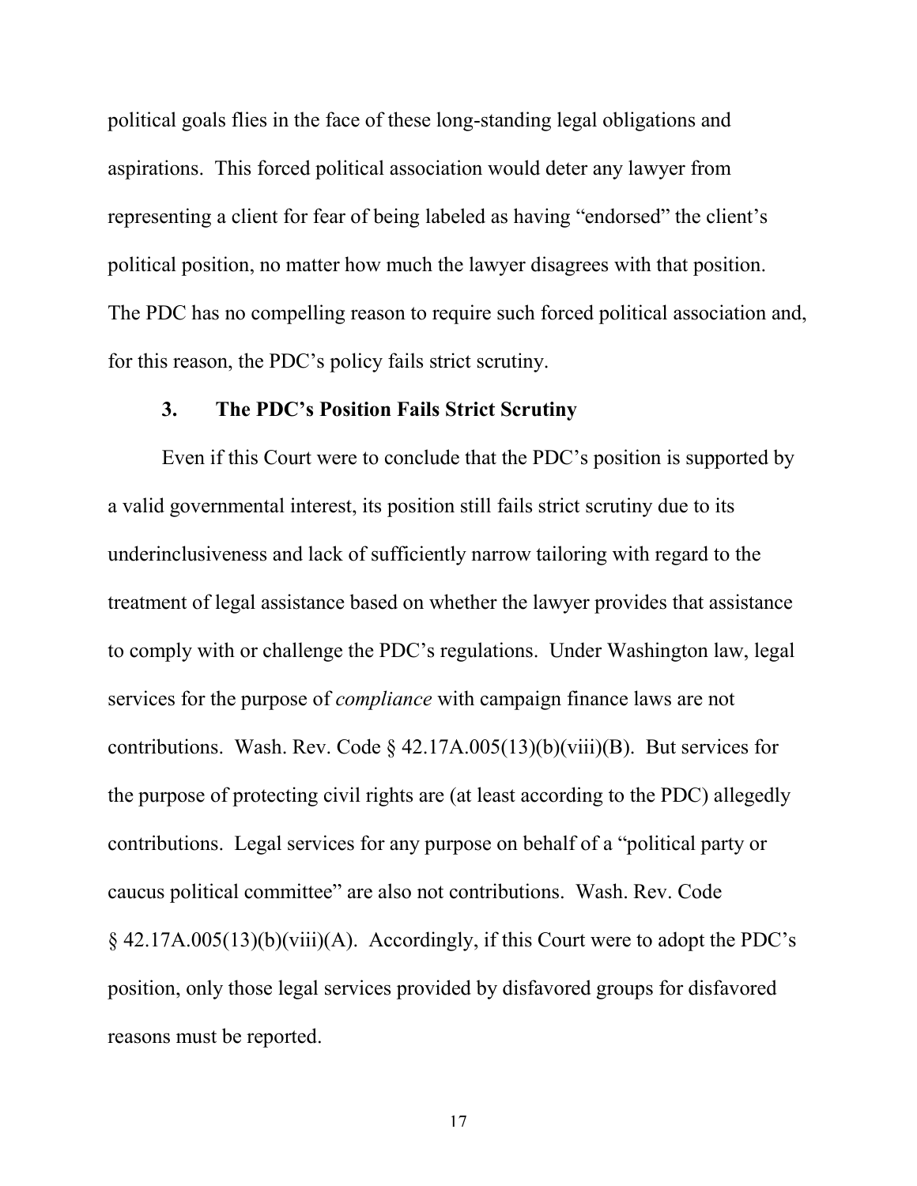political goals flies in the face of these long-standing legal obligations and aspirations. This forced political association would deter any lawyer from representing a client for fear of being labeled as having "endorsed" the client's political position, no matter how much the lawyer disagrees with that position. The PDC has no compelling reason to require such forced political association and, for this reason, the PDC's policy fails strict scrutiny.

### 3. The PDC's Position Fails Strict Scrutiny

Even if this Court were to conclude that the PDC's position is supported by a valid governmental interest, its position still fails strict scrutiny due to its underinclusiveness and lack of sufficiently narrow tailoring with regard to the treatment of legal assistance based on whether the lawyer provides that assistance to comply with or challenge the PDC's regulations. Under Washington law, legal services for the purpose of *compliance* with campaign finance laws are not contributions. Wash. Rev. Code § 42.17A.005(13)(b)(viii)(B). But services for the purpose of protecting civil rights are (at least according to the PDC) allegedly contributions. Legal services for any purpose on behalf of a "political party or caucus political committee" are also not contributions. Wash. Rev. Code § 42.17A.005(13)(b)(viii)(A). Accordingly, if this Court were to adopt the PDC's position, only those legal services provided by disfavored groups for disfavored reasons must be reported.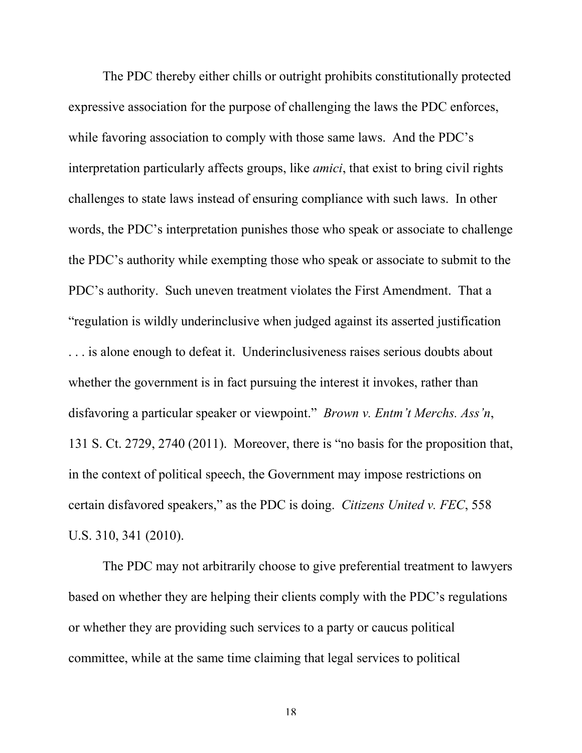The PDC thereby either chills or outright prohibits constitutionally protected expressive association for the purpose of challenging the laws the PDC enforces, while favoring association to comply with those same laws. And the PDC's interpretation particularly affects groups, like *amici*, that exist to bring civil rights challenges to state laws instead of ensuring compliance with such laws. In other words, the PDC's interpretation punishes those who speak or associate to challenge the PDC's authority while exempting those who speak or associate to submit to the PDC's authority. Such uneven treatment violates the First Amendment. That a "regulation is wildly underinclusive when judged against its asserted justification . . . is alone enough to defeat it. Underinclusiveness raises serious doubts about whether the government is in fact pursuing the interest it invokes, rather than disfavoring a particular speaker or viewpoint." *Brown v. Entm't Merchs. Ass'n*, 131 S. Ct. 2729, 2740 (2011). Moreover, there is "no basis for the proposition that, in the context of political speech, the Government may impose restrictions on certain disfavored speakers," as the PDC is doing. *Citizens United v. FEC*, 558 U.S. 310, 341 (2010).

The PDC may not arbitrarily choose to give preferential treatment to lawyers based on whether they are helping their clients comply with the PDC's regulations or whether they are providing such services to a party or caucus political committee, while at the same time claiming that legal services to political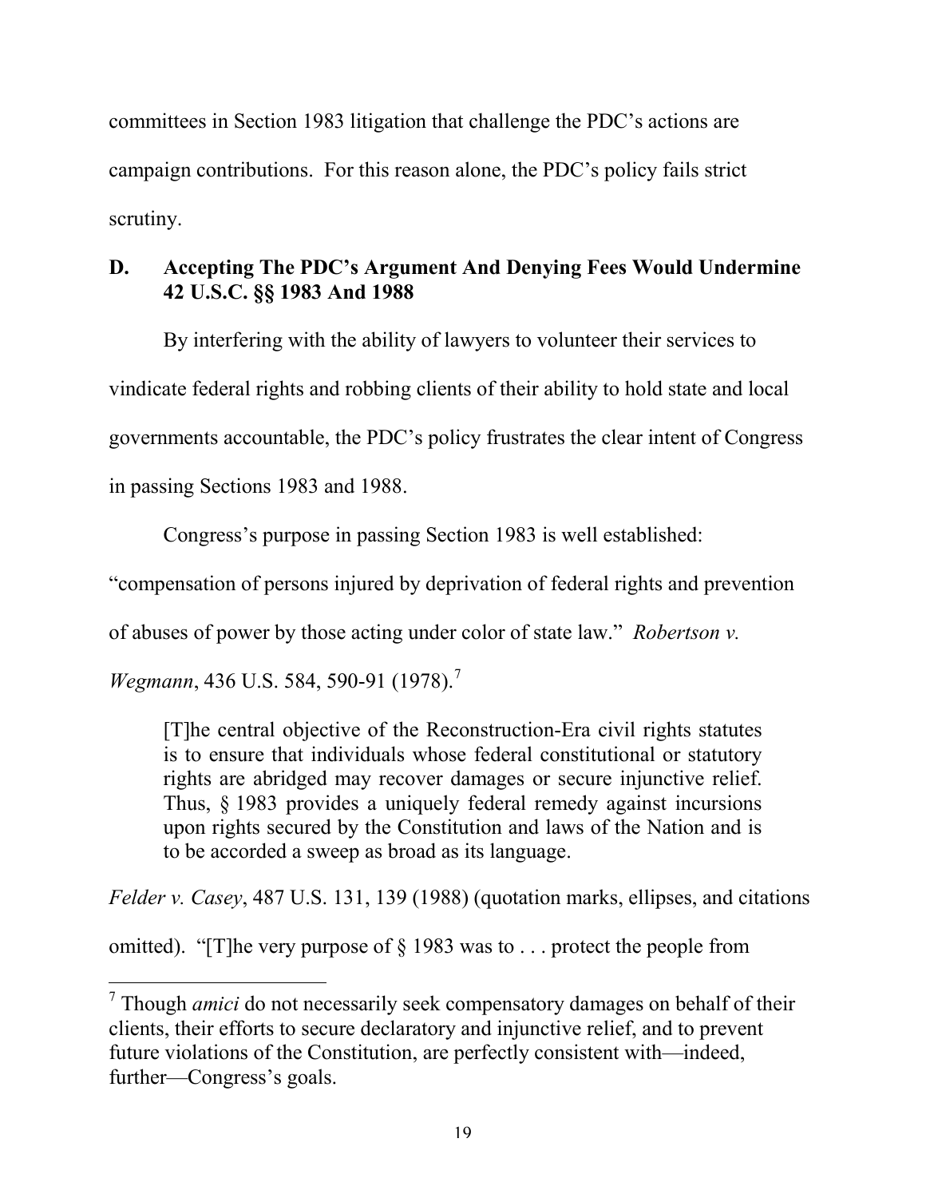committees in Section 1983 litigation that challenge the PDC's actions are campaign contributions. For this reason alone, the PDC's policy fails strict scrutiny.

### D. Accepting The PDC's Argument And Denying Fees Would Undermine 42 U.S.C. §§ 1983 And 1988

By interfering with the ability of lawyers to volunteer their services to vindicate federal rights and robbing clients of their ability to hold state and local governments accountable, the PDC's policy frustrates the clear intent of Congress in passing Sections 1983 and 1988.

Congress's purpose in passing Section 1983 is well established: "compensation of persons injured by deprivation of federal rights and prevention of abuses of power by those acting under color of state law." *Robertson v. Wegmann*, 436 U.S. 584, 590-91 (1978).[7]

> [T]he central objective of the Reconstruction-Era civil rights statutes is to ensure that individuals whose federal constitutional or statutory rights are abridged may recover damages or secure injunctive relief. Thus, § 1983 provides a uniquely federal remedy against incursions upon rights secured by the Constitution and laws of the Nation and is to be accorded a sweep as broad as its language.

*Felder v. Casey*, 487 U.S. 131, 139 (1988) (quotation marks, ellipses, and citations omitted). "[T]he very purpose of § 1983 was to . . . protect the people from

---

[7] Though *amici* do not necessarily seek compensatory damages on behalf of their clients, their efforts to secure declaratory and injunctive relief, and to prevent future violations of the Constitution, are perfectly consistent with—indeed, further—Congress's goals.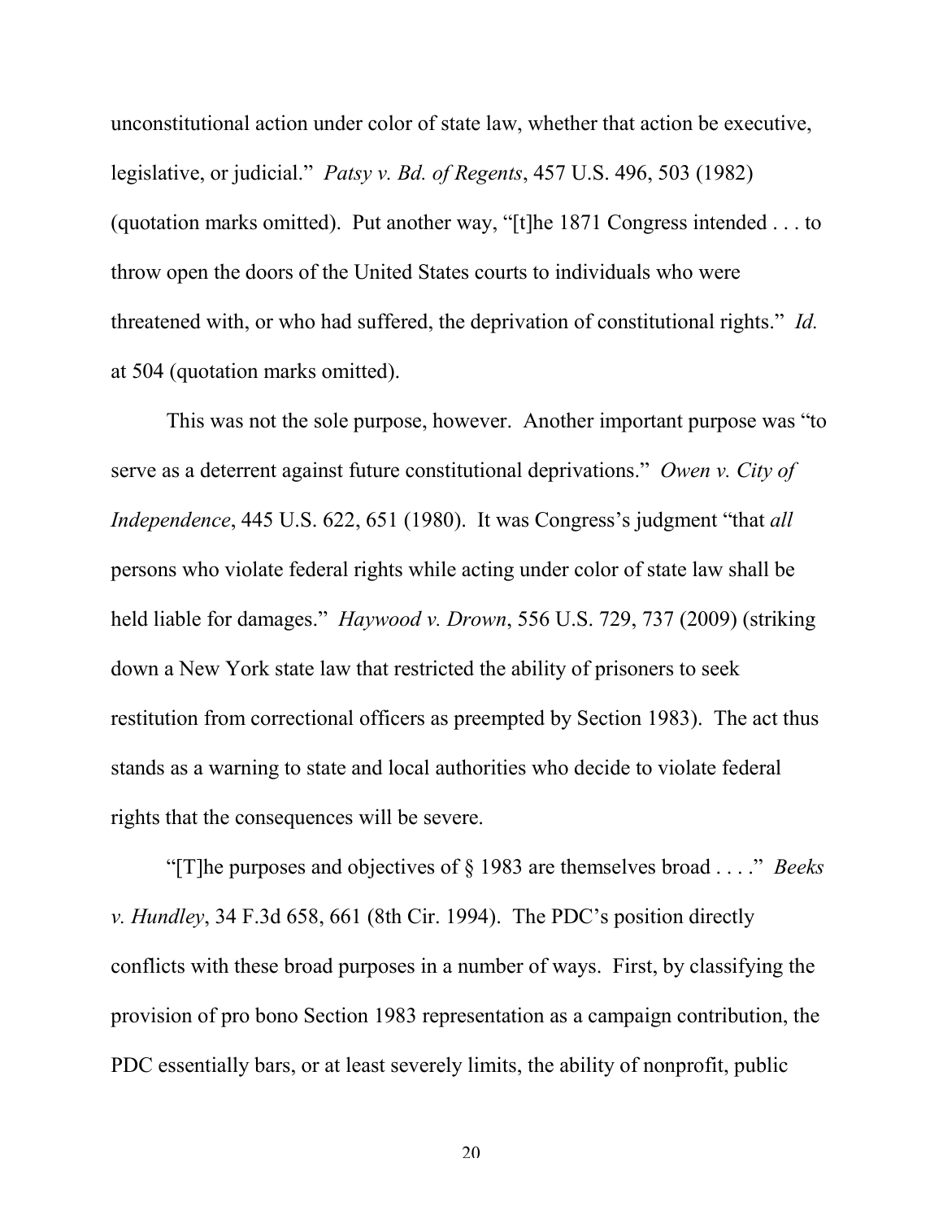unconstitutional action under color of state law, whether that action be executive, legislative, or judicial." *Patsy v. Bd. of Regents*, 457 U.S. 496, 503 (1982) (quotation marks omitted). Put another way, "[t]he 1871 Congress intended . . . to throw open the doors of the United States courts to individuals who were threatened with, or who had suffered, the deprivation of constitutional rights." *Id.* at 504 (quotation marks omitted).

This was not the sole purpose, however. Another important purpose was "to serve as a deterrent against future constitutional deprivations." *Owen v. City of Independence*, 445 U.S. 622, 651 (1980). It was Congress's judgment "that *all* persons who violate federal rights while acting under color of state law shall be held liable for damages." *Haywood v. Drown*, 556 U.S. 729, 737 (2009) (striking down a New York state law that restricted the ability of prisoners to seek restitution from correctional officers as preempted by Section 1983). The act thus stands as a warning to state and local authorities who decide to violate federal rights that the consequences will be severe.

"[T]he purposes and objectives of § 1983 are themselves broad . . . ." *Beeks v. Hundley*, 34 F.3d 658, 661 (8th Cir. 1994). The PDC's position directly conflicts with these broad purposes in a number of ways. First, by classifying the provision of pro bono Section 1983 representation as a campaign contribution, the PDC essentially bars, or at least severely limits, the ability of nonprofit, public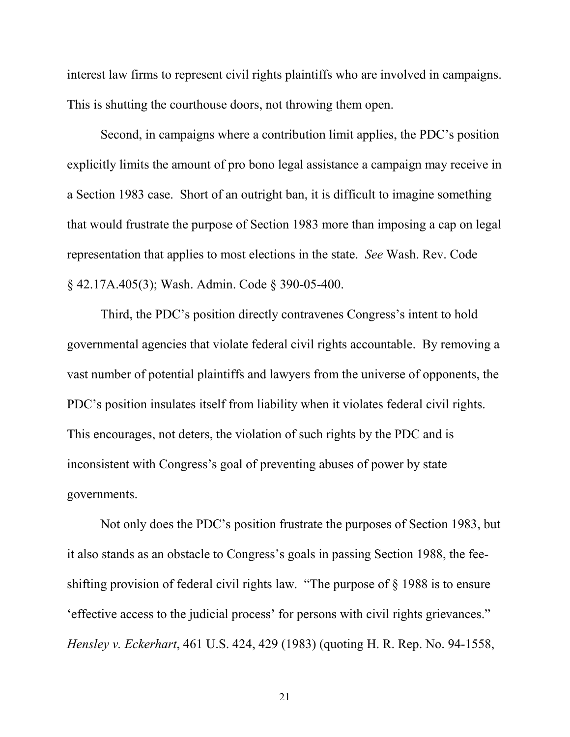interest law firms to represent civil rights plaintiffs who are involved in campaigns. This is shutting the courthouse doors, not throwing them open.

Second, in campaigns where a contribution limit applies, the PDC's position explicitly limits the amount of pro bono legal assistance a campaign may receive in a Section 1983 case. Short of an outright ban, it is difficult to imagine something that would frustrate the purpose of Section 1983 more than imposing a cap on legal representation that applies to most elections in the state. *See* Wash. Rev. Code § 42.17A.405(3); Wash. Admin. Code § 390-05-400.

Third, the PDC's position directly contravenes Congress's intent to hold governmental agencies that violate federal civil rights accountable. By removing a vast number of potential plaintiffs and lawyers from the universe of opponents, the PDC's position insulates itself from liability when it violates federal civil rights. This encourages, not deters, the violation of such rights by the PDC and is inconsistent with Congress's goal of preventing abuses of power by state governments.

Not only does the PDC's position frustrate the purposes of Section 1983, but it also stands as an obstacle to Congress's goals in passing Section 1988, the fee-shifting provision of federal civil rights law. "The purpose of § 1988 is to ensure 'effective access to the judicial process' for persons with civil rights grievances." *Hensley v. Eckerhart*, 461 U.S. 424, 429 (1983) (quoting H. R. Rep. No. 94-1558,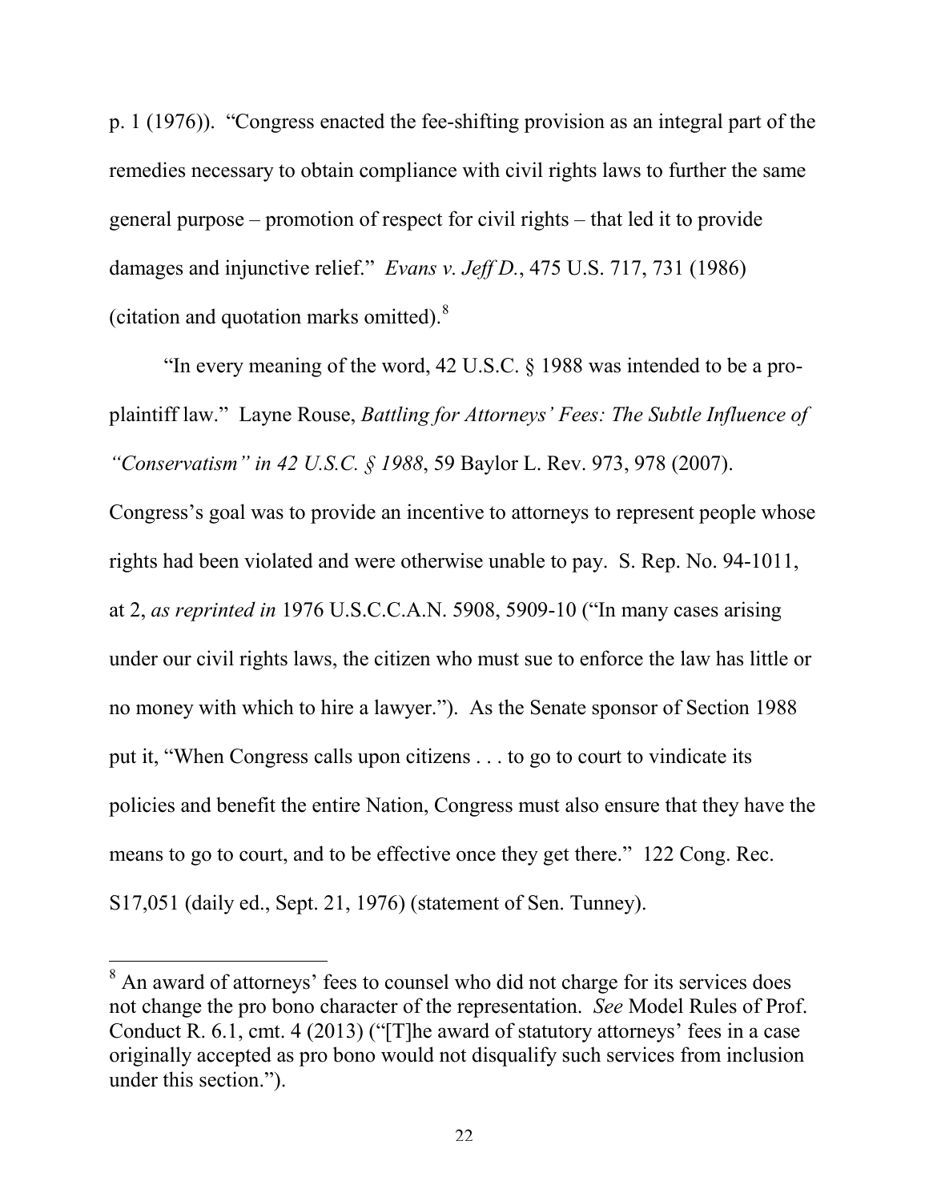p. 1 (1976)). "Congress enacted the fee-shifting provision as an integral part of the remedies necessary to obtain compliance with civil rights laws to further the same general purpose – promotion of respect for civil rights – that led it to provide damages and injunctive relief." *Evans v. Jeff D.*, 475 U.S. 717, 731 (1986) (citation and quotation marks omitted).[8]

"In every meaning of the word, 42 U.S.C. § 1988 was intended to be a pro-plaintiff law." Layne Rouse, *Battling for Attorneys' Fees: The Subtle Influence of "Conservatism" in 42 U.S.C. § 1988*, 59 Baylor L. Rev. 973, 978 (2007). Congress's goal was to provide an incentive to attorneys to represent people whose rights had been violated and were otherwise unable to pay. S. Rep. No. 94-1011, at 2, *as reprinted in* 1976 U.S.C.C.A.N. 5908, 5909-10 ("In many cases arising under our civil rights laws, the citizen who must sue to enforce the law has little or no money with which to hire a lawyer."). As the Senate sponsor of Section 1988 put it, "When Congress calls upon citizens . . . to go to court to vindicate its policies and benefit the entire Nation, Congress must also ensure that they have the means to go to court, and to be effective once they get there." 122 Cong. Rec. S17,051 (daily ed., Sept. 21, 1976) (statement of Sen. Tunney).

---

[8] An award of attorneys' fees to counsel who did not charge for its services does not change the pro bono character of the representation. *See* Model Rules of Prof. Conduct R. 6.1, cmt. 4 (2013) ("[T]he award of statutory attorneys' fees in a case originally accepted as pro bono would not disqualify such services from inclusion under this section.").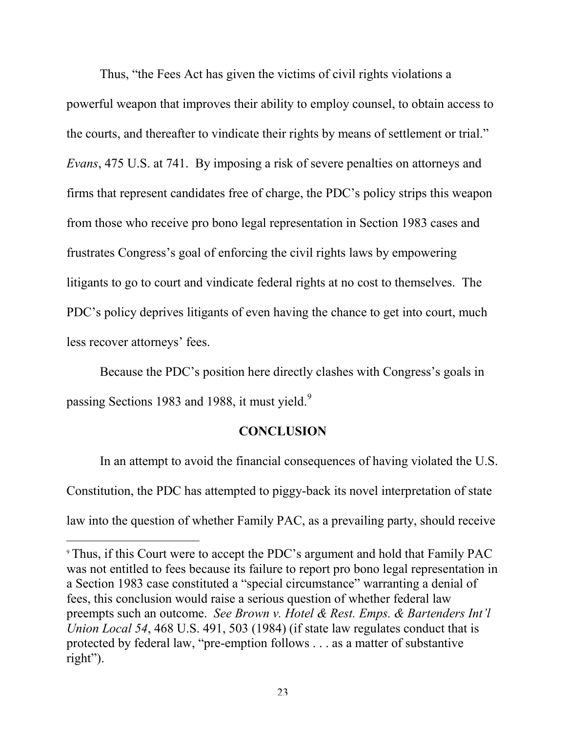Thus, "the Fees Act has given the victims of civil rights violations a powerful weapon that improves their ability to employ counsel, to obtain access to the courts, and thereafter to vindicate their rights by means of settlement or trial." *Evans*, 475 U.S. at 741. By imposing a risk of severe penalties on attorneys and firms that represent candidates free of charge, the PDC's policy strips this weapon from those who receive pro bono legal representation in Section 1983 cases and frustrates Congress's goal of enforcing the civil rights laws by empowering litigants to go to court and vindicate federal rights at no cost to themselves. The PDC's policy deprives litigants of even having the chance to get into court, much less recover attorneys' fees.

Because the PDC's position here directly clashes with Congress's goals in passing Sections 1983 and 1988, it must yield.[9]

## CONCLUSION

In an attempt to avoid the financial consequences of having violated the U.S. Constitution, the PDC has attempted to piggy-back its novel interpretation of state law into the question of whether Family PAC, as a prevailing party, should receive

---

[9] Thus, if this Court were to accept the PDC's argument and hold that Family PAC was not entitled to fees because its failure to report pro bono legal representation in a Section 1983 case constituted a "special circumstance" warranting a denial of fees, this conclusion would raise a serious question of whether federal law preempts such an outcome. *See Brown v. Hotel & Rest. Emps. & Bartenders Int'l Union Local 54*, 468 U.S. 491, 503 (1984) (if state law regulates conduct that is protected by federal law, "pre-emption follows . . . as a matter of substantive right").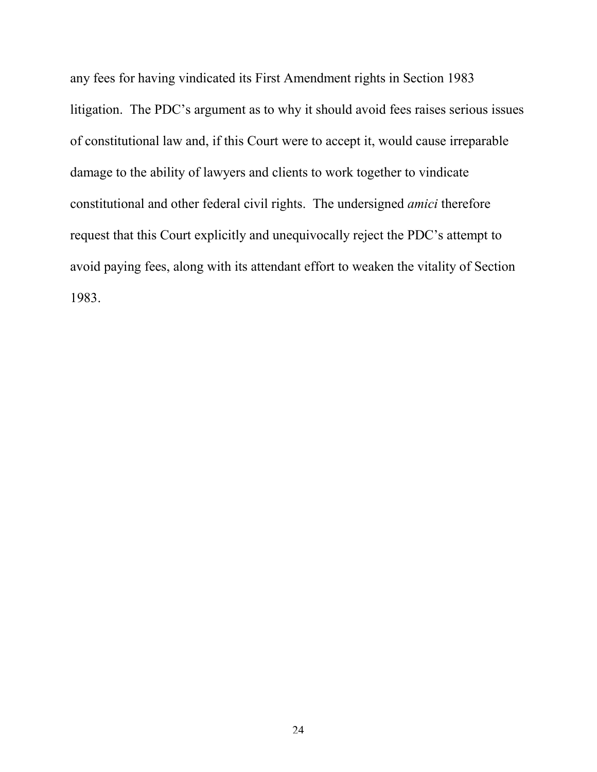any fees for having vindicated its First Amendment rights in Section 1983 litigation. The PDC's argument as to why it should avoid fees raises serious issues of constitutional law and, if this Court were to accept it, would cause irreparable damage to the ability of lawyers and clients to work together to vindicate constitutional and other federal civil rights. The undersigned *amici* therefore request that this Court explicitly and unequivocally reject the PDC's attempt to avoid paying fees, along with its attendant effort to weaken the vitality of Section 1983.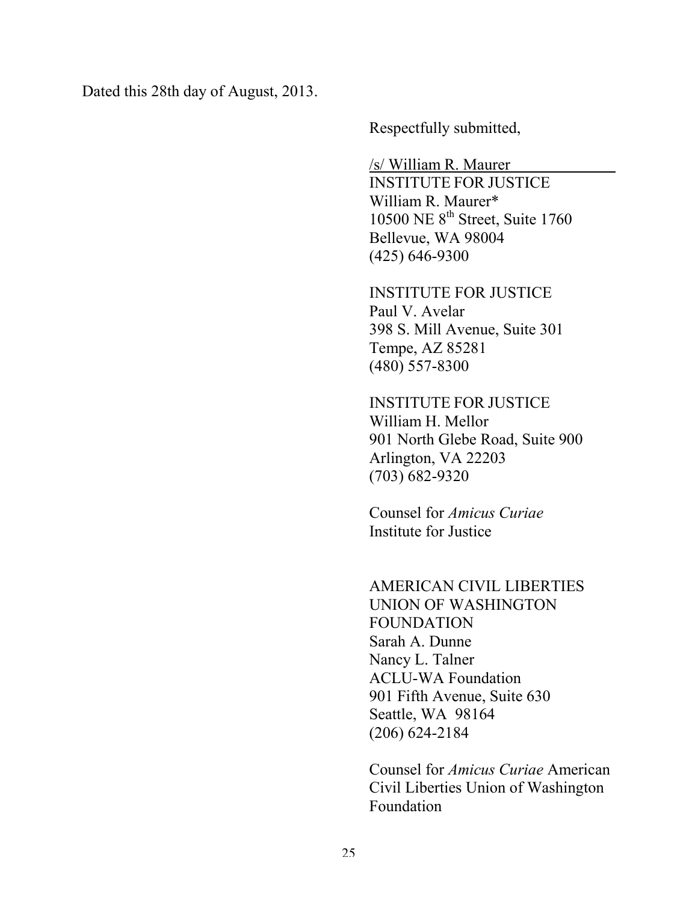Dated this 28th day of August, 2013.

Respectfully submitted,

/s/ William R. Maurer
INSTITUTE FOR JUSTICE
William R. Maurer*
10500 NE 8th Street, Suite 1760
Bellevue, WA 98004
(425) 646-9300

INSTITUTE FOR JUSTICE
Paul V. Avelar
398 S. Mill Avenue, Suite 301
Tempe, AZ 85281
(480) 557-8300

INSTITUTE FOR JUSTICE
William H. Mellor
901 North Glebe Road, Suite 900
Arlington, VA 22203
(703) 682-9320

Counsel for *Amicus Curiae*
Institute for Justice

AMERICAN CIVIL LIBERTIES
UNION OF WASHINGTON
FOUNDATION
Sarah A. Dunne
Nancy L. Talner
ACLU-WA Foundation
901 Fifth Avenue, Suite 630
Seattle, WA 98164
(206) 624-2184

Counsel for *Amicus Curiae* American
Civil Liberties Union of Washington
Foundation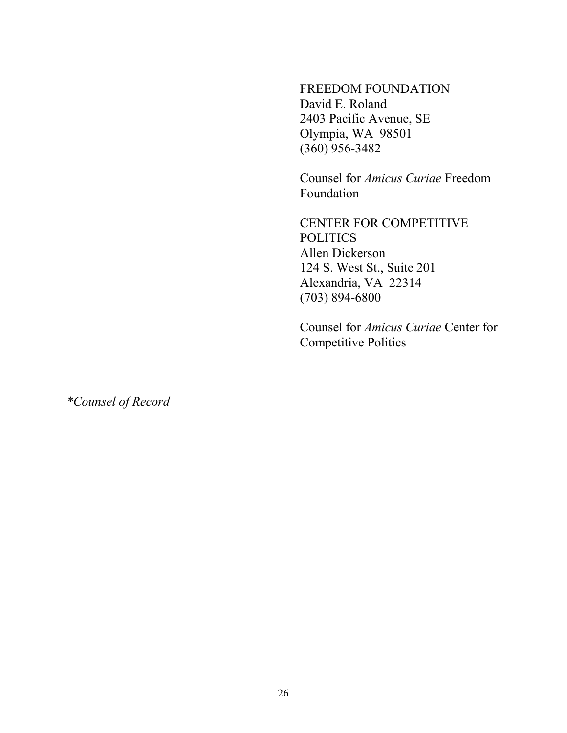FREEDOM FOUNDATION
David E. Roland
2403 Pacific Avenue, SE
Olympia, WA 98501
(360) 956-3482

Counsel for *Amicus Curiae* Freedom Foundation

CENTER FOR COMPETITIVE POLITICS
Allen Dickerson
124 S. West St., Suite 201
Alexandria, VA 22314
(703) 894-6800

Counsel for *Amicus Curiae* Center for Competitive Politics

**Counsel of Record*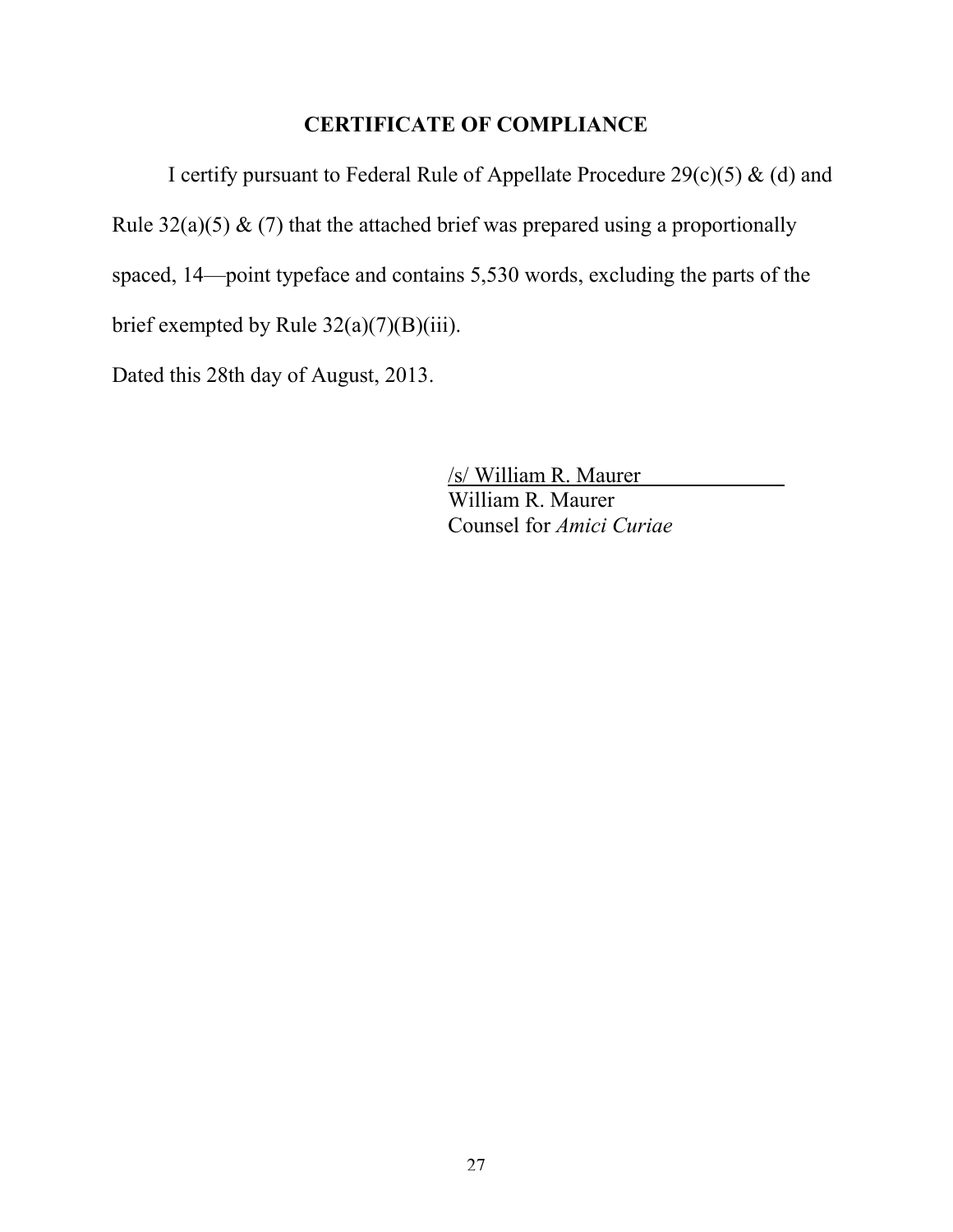## CERTIFICATE OF COMPLIANCE

I certify pursuant to Federal Rule of Appellate Procedure 29(c)(5) & (d) and Rule 32(a)(5) & (7) that the attached brief was prepared using a proportionally spaced, 14—point typeface and contains 5,530 words, excluding the parts of the brief exempted by Rule 32(a)(7)(B)(iii).

Dated this 28th day of August, 2013.

/s/ William R. Maurer
William R. Maurer
Counsel for *Amici Curiae*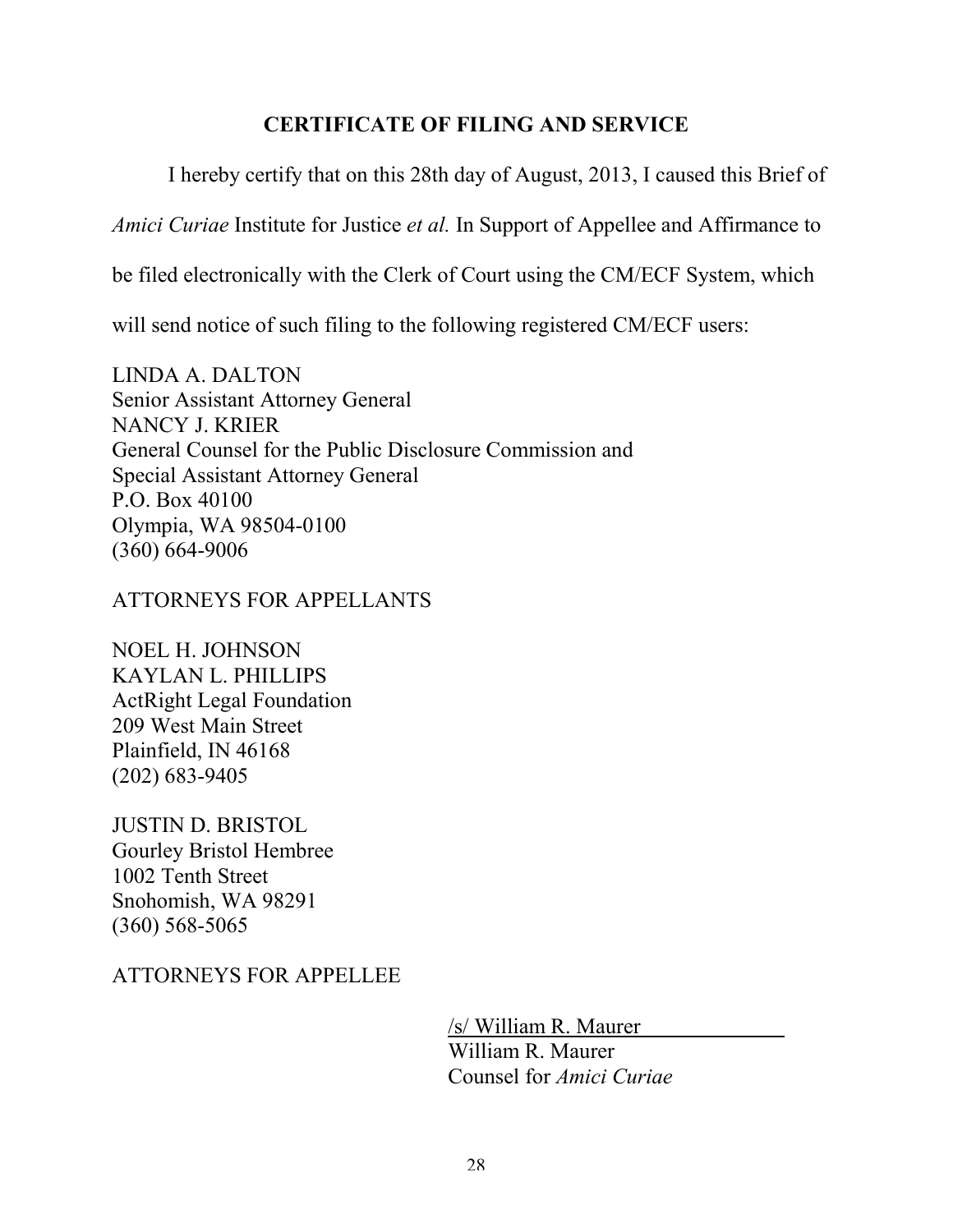## CERTIFICATE OF FILING AND SERVICE

I hereby certify that on this 28th day of August, 2013, I caused this Brief of *Amici Curiae* Institute for Justice *et al.* In Support of Appellee and Affirmance to be filed electronically with the Clerk of Court using the CM/ECF System, which will send notice of such filing to the following registered CM/ECF users:

LINDA A. DALTON  
Senior Assistant Attorney General  
NANCY J. KRIER  
General Counsel for the Public Disclosure Commission and  
Special Assistant Attorney General  
P.O. Box 40100  
Olympia, WA 98504-0100  
(360) 664-9006

ATTORNEYS FOR APPELLANTS

NOEL H. JOHNSON  
KAYLAN L. PHILLIPS  
ActRight Legal Foundation  
209 West Main Street  
Plainfield, IN 46168  
(202) 683-9405

JUSTIN D. BRISTOL  
Gourley Bristol Hembree  
1002 Tenth Street  
Snohomish, WA 98291  
(360) 568-5065

ATTORNEYS FOR APPELLEE

/s/ William R. Maurer  
William R. Maurer  
Counsel for *Amici Curiae*